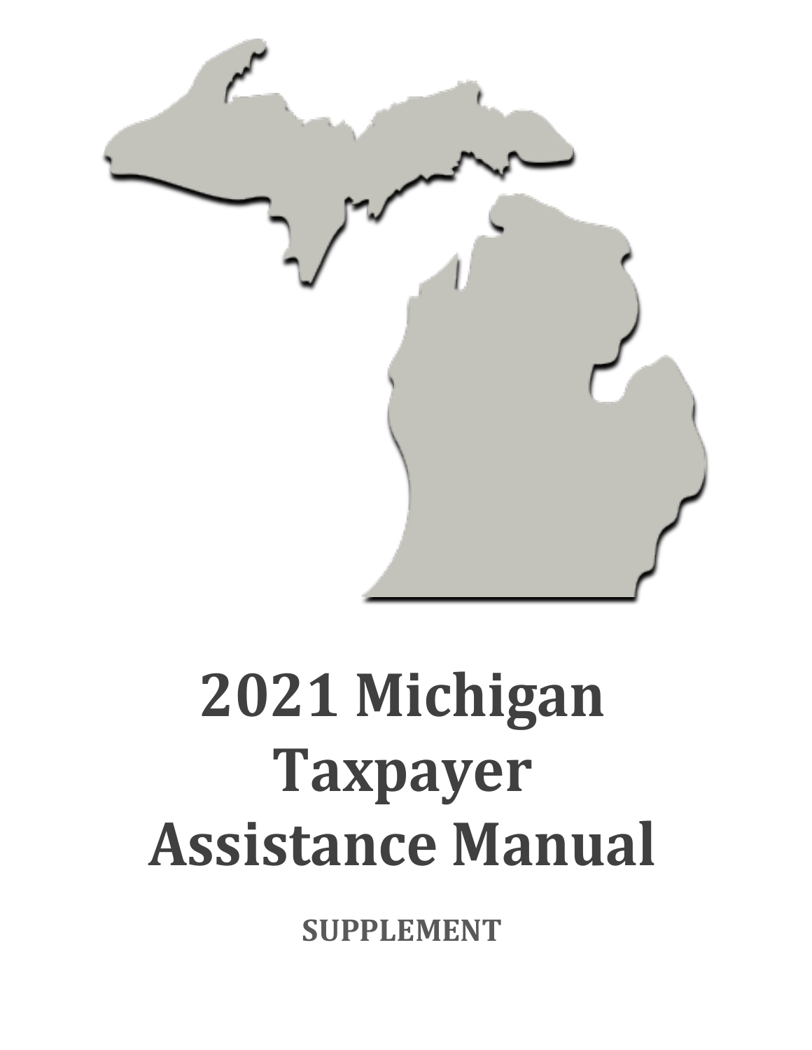# 2021 Michigan Taxpayer Assistance Manual

**SUPPLEMENT**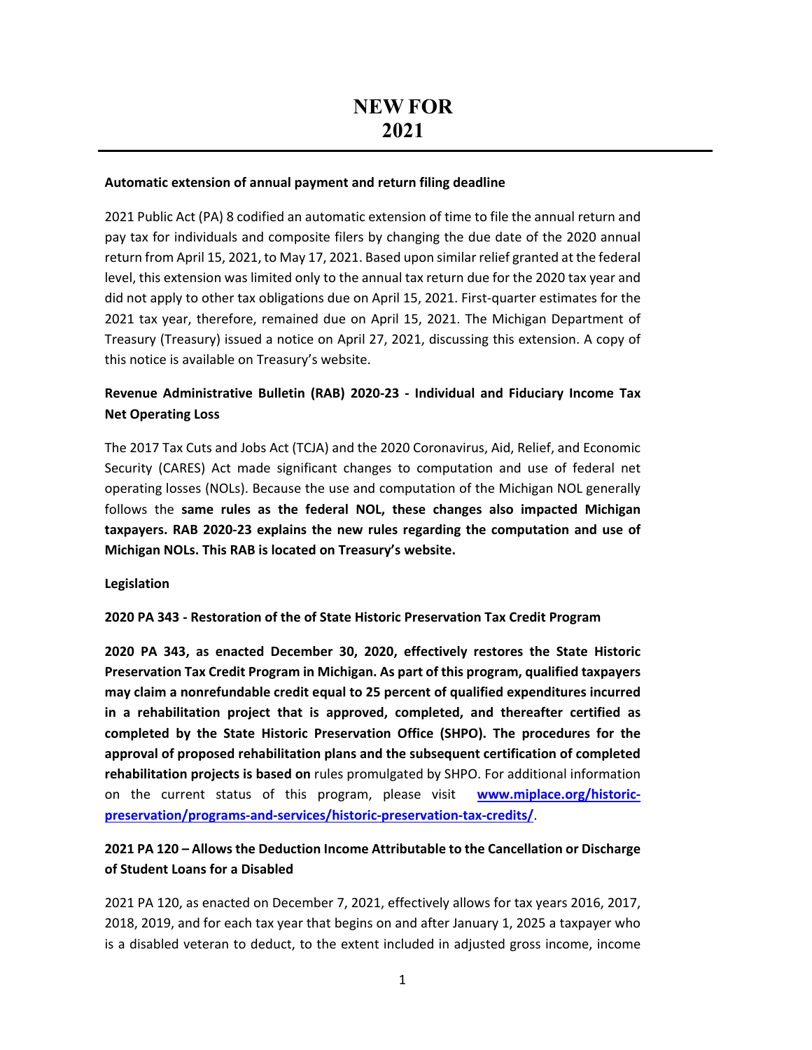# NEW FOR 2021

**Automatic extension of annual payment and return filing deadline**

2021 Public Act (PA) 8 codified an automatic extension of time to file the annual return and pay tax for individuals and composite filers by changing the due date of the 2020 annual return from April 15, 2021, to May 17, 2021. Based upon similar relief granted at the federal level, this extension was limited only to the annual tax return due for the 2020 tax year and did not apply to other tax obligations due on April 15, 2021. First-quarter estimates for the 2021 tax year, therefore, remained due on April 15, 2021. The Michigan Department of Treasury (Treasury) issued a notice on April 27, 2021, discussing this extension. A copy of this notice is available on Treasury's website.

**Revenue Administrative Bulletin (RAB) 2020-23 - Individual and Fiduciary Income Tax Net Operating Loss**

The 2017 Tax Cuts and Jobs Act (TCJA) and the 2020 Coronavirus, Aid, Relief, and Economic Security (CARES) Act made significant changes to computation and use of federal net operating losses (NOLs). Because the use and computation of the Michigan NOL generally follows the **same rules as the federal NOL, these changes also impacted Michigan taxpayers. RAB 2020-23 explains the new rules regarding the computation and use of Michigan NOLs. This RAB is located on Treasury's website.**

**Legislation**

**2020 PA 343 - Restoration of the of State Historic Preservation Tax Credit Program**

**2020 PA 343, as enacted December 30, 2020, effectively restores the State Historic Preservation Tax Credit Program in Michigan. As part of this program, qualified taxpayers may claim a nonrefundable credit equal to 25 percent of qualified expenditures incurred in a rehabilitation project that is approved, completed, and thereafter certified as completed by the State Historic Preservation Office (SHPO). The procedures for the approval of proposed rehabilitation plans and the subsequent certification of completed rehabilitation projects is based on** rules promulgated by SHPO. For additional information on the current status of this program, please visit **www.miplace.org/historic-preservation/programs-and-services/historic-preservation-tax-credits/**.

**2021 PA 120 – Allows the Deduction Income Attributable to the Cancellation or Discharge of Student Loans for a Disabled**

2021 PA 120, as enacted on December 7, 2021, effectively allows for tax years 2016, 2017, 2018, 2019, and for each tax year that begins on and after January 1, 2025 a taxpayer who is a disabled veteran to deduct, to the extent included in adjusted gross income, income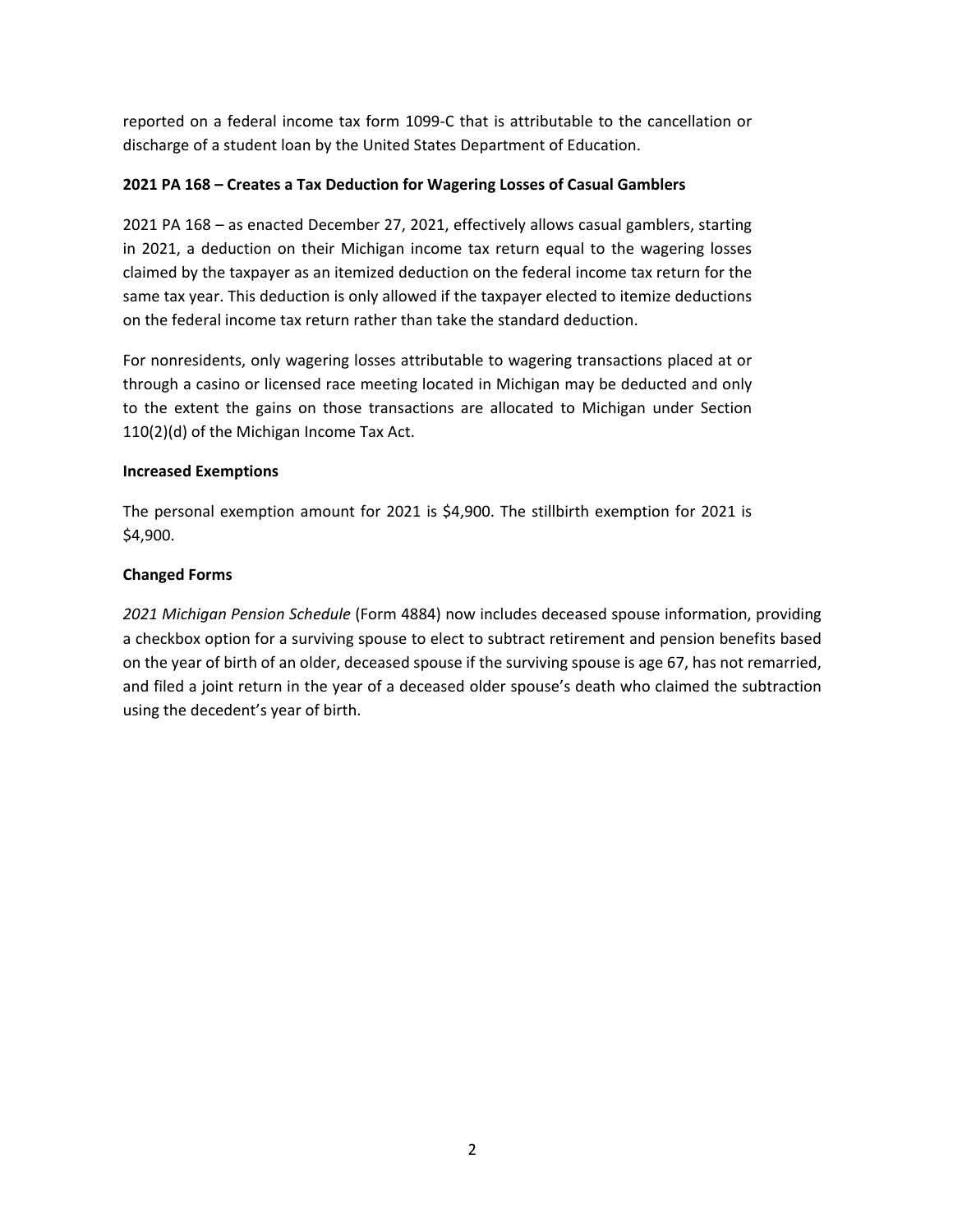reported on a federal income tax form 1099-C that is attributable to the cancellation or discharge of a student loan by the United States Department of Education.

**2021 PA 168 – Creates a Tax Deduction for Wagering Losses of Casual Gamblers**

2021 PA 168 – as enacted December 27, 2021, effectively allows casual gamblers, starting in 2021, a deduction on their Michigan income tax return equal to the wagering losses claimed by the taxpayer as an itemized deduction on the federal income tax return for the same tax year. This deduction is only allowed if the taxpayer elected to itemize deductions on the federal income tax return rather than take the standard deduction.

For nonresidents, only wagering losses attributable to wagering transactions placed at or through a casino or licensed race meeting located in Michigan may be deducted and only to the extent the gains on those transactions are allocated to Michigan under Section 110(2)(d) of the Michigan Income Tax Act.

**Increased Exemptions**

The personal exemption amount for 2021 is $4,900. The stillbirth exemption for 2021 is $4,900.

**Changed Forms**

*2021 Michigan Pension Schedule* (Form 4884) now includes deceased spouse information, providing a checkbox option for a surviving spouse to elect to subtract retirement and pension benefits based on the year of birth of an older, deceased spouse if the surviving spouse is age 67, has not remarried, and filed a joint return in the year of a deceased older spouse's death who claimed the subtraction using the decedent's year of birth.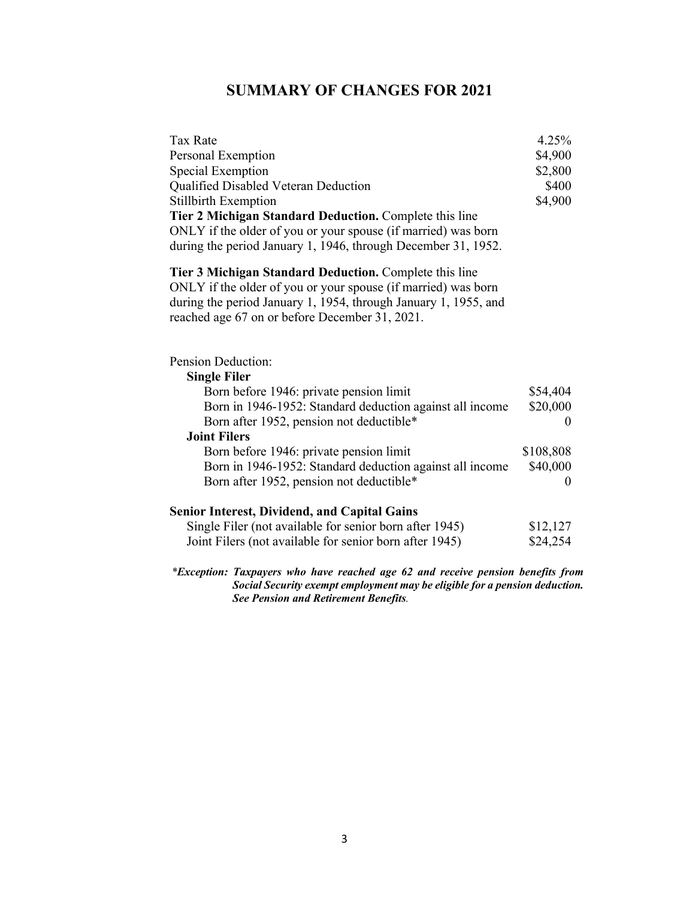# SUMMARY OF CHANGES FOR 2021

| | |
|---|---|
| Tax Rate | 4.25% |
| Personal Exemption | $4,900 |
| Special Exemption | $2,800 |
| Qualified Disabled Veteran Deduction | $400 |
| Stillbirth Exemption | $4,900 |

**Tier 2 Michigan Standard Deduction.** Complete this line ONLY if the older of you or your spouse (if married) was born during the period January 1, 1946, through December 31, 1952.

**Tier 3 Michigan Standard Deduction.** Complete this line ONLY if the older of you or your spouse (if married) was born during the period January 1, 1954, through January 1, 1955, and reached age 67 on or before December 31, 2021.

Pension Deduction:

| | |
|---|---|
| **Single Filer** | |
| Born before 1946: private pension limit | $54,404 |
| Born in 1946-1952: Standard deduction against all income | $20,000 |
| Born after 1952, pension not deductible* | 0 |
| **Joint Filers** | |
| Born before 1946: private pension limit | $108,808 |
| Born in 1946-1952: Standard deduction against all income | $40,000 |
| Born after 1952, pension not deductible* | 0 |

**Senior Interest, Dividend, and Capital Gains**

| | |
|---|---|
| Single Filer (not available for senior born after 1945) | $12,127 |
| Joint Filers (not available for senior born after 1945) | $24,254 |

*\*Exception: Taxpayers who have reached age 62 and receive pension benefits from Social Security exempt employment may be eligible for a pension deduction. See Pension and Retirement Benefits.*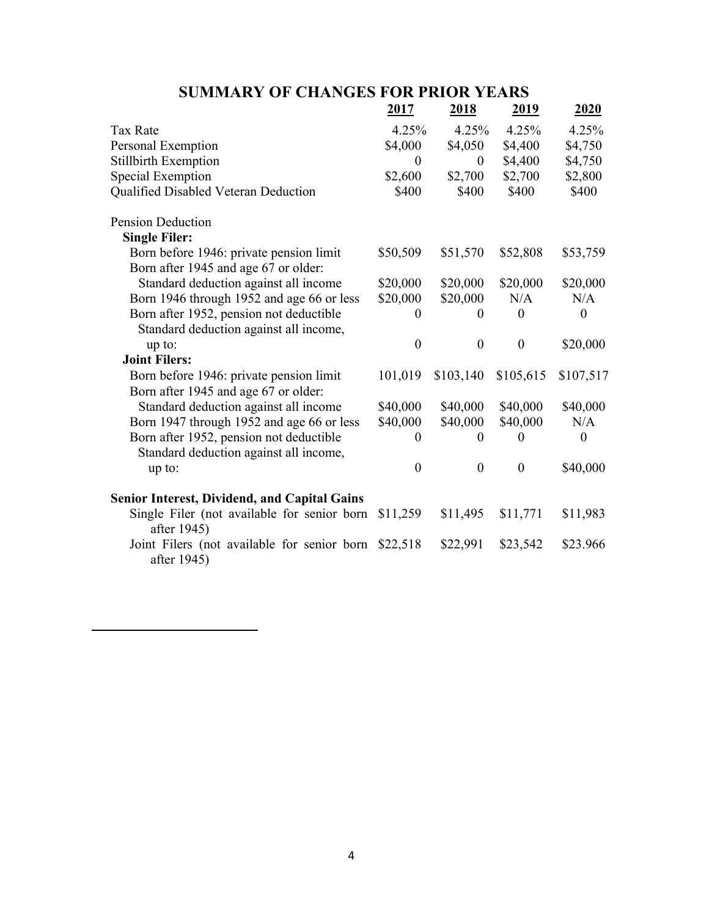## SUMMARY OF CHANGES FOR PRIOR YEARS

| | 2017 | 2018 | 2019 | 2020 |
|---|---|---|---|---|
| Tax Rate | 4.25% | 4.25% | 4.25% | 4.25% |
| Personal Exemption | $4,000 | $4,050 | $4,400 | $4,750 |
| Stillbirth Exemption | 0 | 0 | $4,400 | $4,750 |
| Special Exemption | $2,600 | $2,700 | $2,700 | $2,800 |
| Qualified Disabled Veteran Deduction | $400 | $400 | $400 | $400 |
| | | | | |
| Pension Deduction | | | | |
| **Single Filer:** | | | | |
| Born before 1946: private pension limit | $50,509 | $51,570 | $52,808 | $53,759 |
| Born after 1945 and age 67 or older: | | | | |
| Standard deduction against all income | $20,000 | $20,000 | $20,000 | $20,000 |
| Born 1946 through 1952 and age 66 or less | $20,000 | $20,000 | N/A | N/A |
| Born after 1952, pension not deductible | 0 | 0 | 0 | 0 |
| Standard deduction against all income, up to: | 0 | 0 | 0 | $20,000 |
| **Joint Filers:** | | | | |
| Born before 1946: private pension limit | 101,019 | $103,140 | $105,615 | $107,517 |
| Born after 1945 and age 67 or older: | | | | |
| Standard deduction against all income | $40,000 | $40,000 | $40,000 | $40,000 |
| Born 1947 through 1952 and age 66 or less | $40,000 | $40,000 | $40,000 | N/A |
| Born after 1952, pension not deductible | 0 | 0 | 0 | 0 |
| Standard deduction against all income, up to: | 0 | 0 | 0 | $40,000 |
| | | | | |
| **Senior Interest, Dividend, and Capital Gains** | | | | |
| Single Filer (not available for senior born after 1945) | $11,259 | $11,495 | $11,771 | $11,983 |
| Joint Filers (not available for senior born after 1945) | $22,518 | $22,991 | $23,542 | $23.966 |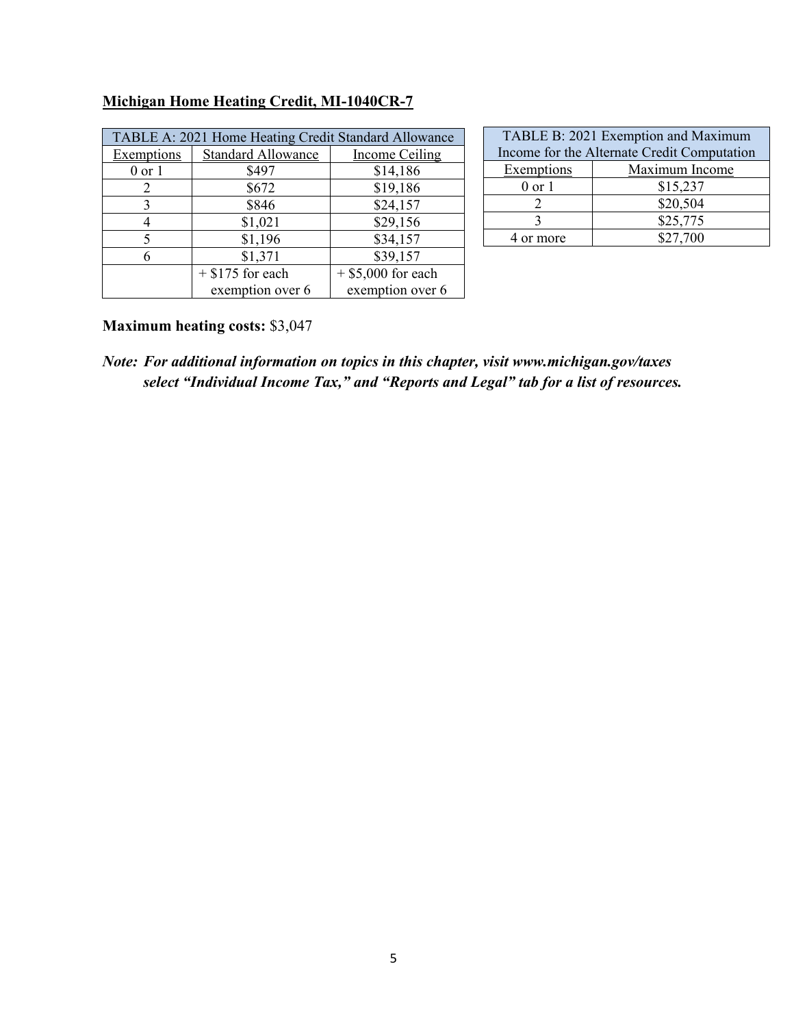**Michigan Home Heating Credit, MI-1040CR-7**

| TABLE A: 2021 Home Heating Credit Standard Allowance | | |
|---|---|---|
| Exemptions | Standard Allowance | Income Ceiling |
| 0 or 1 | $497 | $14,186 |
| 2 | $672 | $19,186 |
| 3 | $846 | $24,157 |
| 4 | $1,021 | $29,156 |
| 5 | $1,196 | $34,157 |
| 6 | $1,371 | $39,157 |
| | + $175 for each exemption over 6 | + $5,000 for each exemption over 6 |

| TABLE B: 2021 Exemption and Maximum Income for the Alternate Credit Computation | |
|---|---|
| Exemptions | Maximum Income |
| 0 or 1 | $15,237 |
| 2 | $20,504 |
| 3 | $25,775 |
| 4 or more | $27,700 |

**Maximum heating costs:** $3,047

***Note: For additional information on topics in this chapter, visit www.michigan.gov/taxes select "Individual Income Tax," and "Reports and Legal" tab for a list of resources.***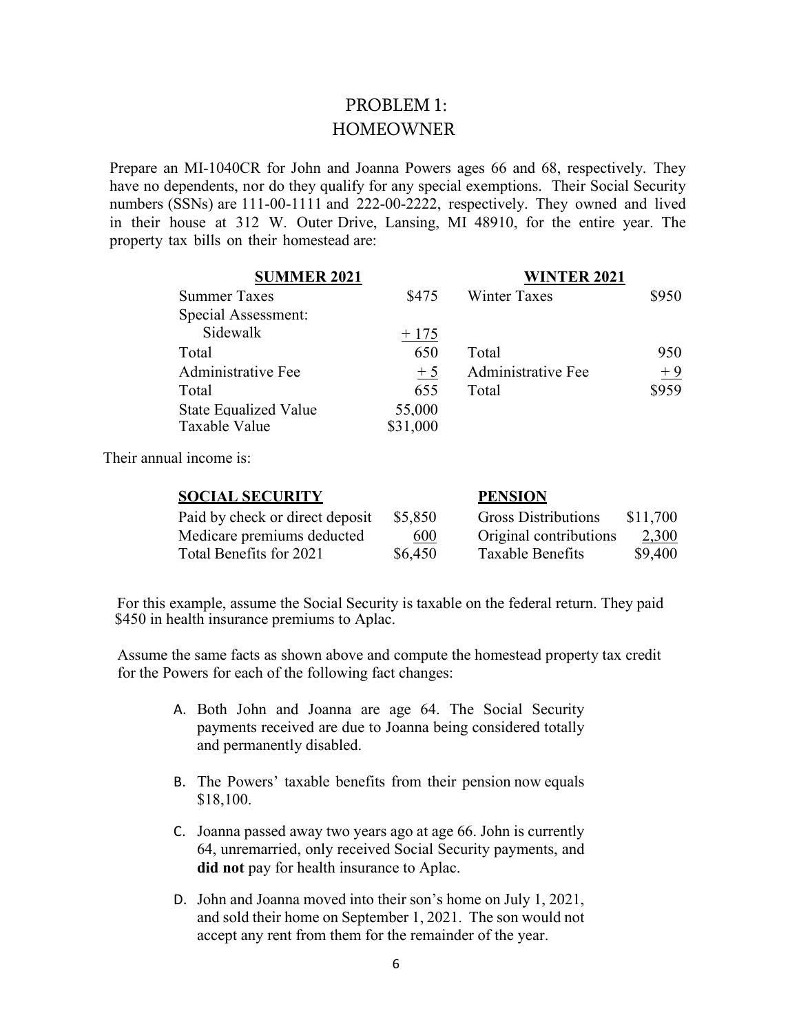# PROBLEM 1:
# HOMEOWNER

Prepare an MI-1040CR for John and Joanna Powers ages 66 and 68, respectively. They have no dependents, nor do they qualify for any special exemptions. Their Social Security numbers (SSNs) are 111-00-1111 and 222-00-2222, respectively. They owned and lived in their house at 312 W. Outer Drive, Lansing, MI 48910, for the entire year. The property tax bills on their homestead are:

| **SUMMER 2021** | | **WINTER 2021** | |
|---|---|---|---|
| Summer Taxes | \$475 | Winter Taxes | \$950 |
| Special Assessment: | | | |
| Sidewalk | + 175 | | |
| Total | 650 | Total | 950 |
| Administrative Fee | + 5 | Administrative Fee | + 9 |
| Total | 655 | Total | \$959 |
| State Equalized Value | 55,000 | | |
| Taxable Value | \$31,000 | | |

Their annual income is:

| **SOCIAL SECURITY** | | **PENSION** | |
|---|---|---|---|
| Paid by check or direct deposit | \$5,850 | Gross Distributions | \$11,700 |
| Medicare premiums deducted | 600 | Original contributions | 2,300 |
| Total Benefits for 2021 | \$6,450 | Taxable Benefits | \$9,400 |

For this example, assume the Social Security is taxable on the federal return. They paid \$450 in health insurance premiums to Aplac.

Assume the same facts as shown above and compute the homestead property tax credit for the Powers for each of the following fact changes:

A. Both John and Joanna are age 64. The Social Security payments received are due to Joanna being considered totally and permanently disabled.

B. The Powers' taxable benefits from their pension now equals \$18,100.

C. Joanna passed away two years ago at age 66. John is currently 64, unremarried, only received Social Security payments, and **did not** pay for health insurance to Aplac.

D. John and Joanna moved into their son's home on July 1, 2021, and sold their home on September 1, 2021. The son would not accept any rent from them for the remainder of the year.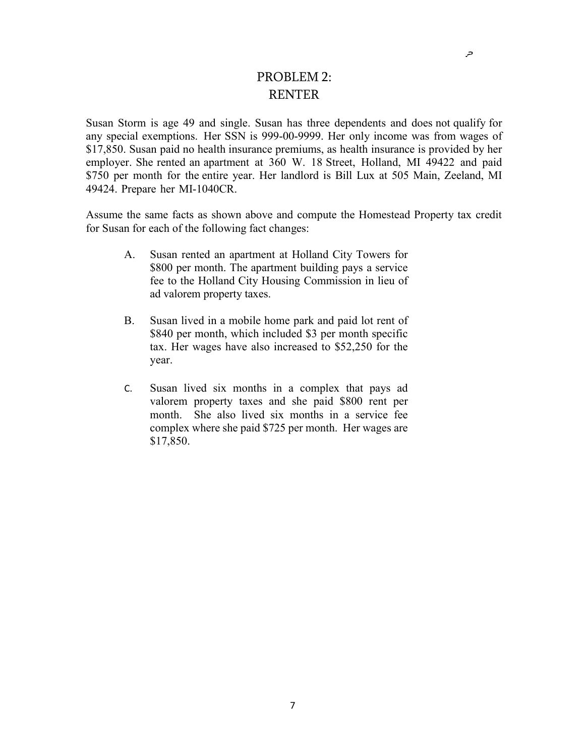## PROBLEM 2:
## RENTER

Susan Storm is age 49 and single. Susan has three dependents and does not qualify for any special exemptions. Her SSN is 999-00-9999. Her only income was from wages of $17,850. Susan paid no health insurance premiums, as health insurance is provided by her employer. She rented an apartment at 360 W. 18 Street, Holland, MI 49422 and paid $750 per month for the entire year. Her landlord is Bill Lux at 505 Main, Zeeland, MI 49424. Prepare her MI-1040CR.

Assume the same facts as shown above and compute the Homestead Property tax credit for Susan for each of the following fact changes:

A. Susan rented an apartment at Holland City Towers for $800 per month. The apartment building pays a service fee to the Holland City Housing Commission in lieu of ad valorem property taxes.

B. Susan lived in a mobile home park and paid lot rent of $840 per month, which included $3 per month specific tax. Her wages have also increased to $52,250 for the year.

C. Susan lived six months in a complex that pays ad valorem property taxes and she paid $800 rent per month. She also lived six months in a service fee complex where she paid $725 per month. Her wages are $17,850.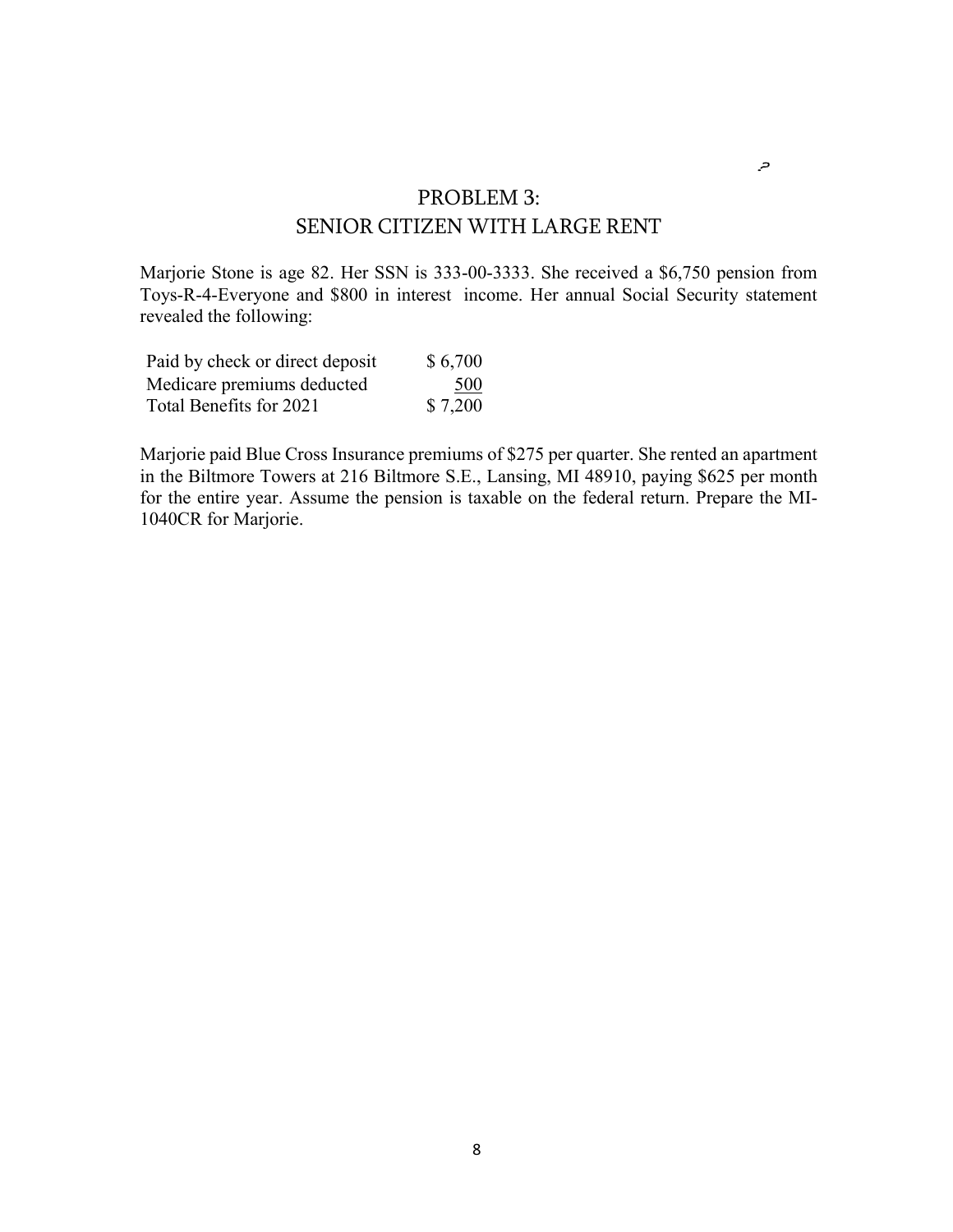# PROBLEM 3:
# SENIOR CITIZEN WITH LARGE RENT

Marjorie Stone is age 82. Her SSN is 333-00-3333. She received a $6,750 pension from Toys-R-4-Everyone and $800 in interest income. Her annual Social Security statement revealed the following:

| | |
|---|---|
| Paid by check or direct deposit | $ 6,700 |
| Medicare premiums deducted | 500 |
| Total Benefits for 2021 | $ 7,200 |

Marjorie paid Blue Cross Insurance premiums of $275 per quarter. She rented an apartment in the Biltmore Towers at 216 Biltmore S.E., Lansing, MI 48910, paying $625 per month for the entire year. Assume the pension is taxable on the federal return. Prepare the MI-1040CR for Marjorie.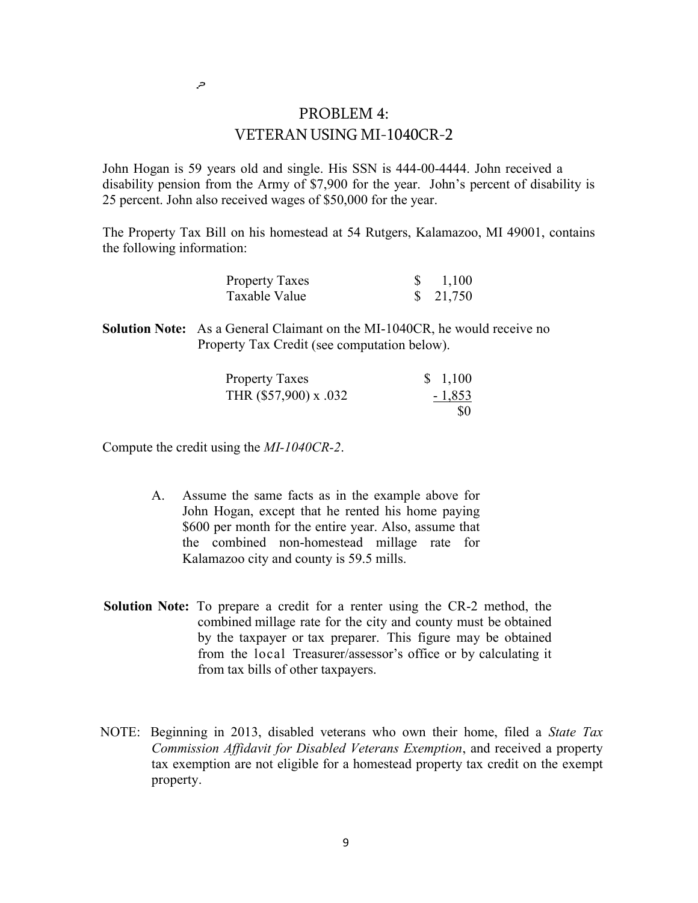## PROBLEM 4:
## VETERAN USING MI-1040CR-2

John Hogan is 59 years old and single. His SSN is 444-00-4444. John received a disability pension from the Army of $7,900 for the year. John's percent of disability is 25 percent. John also received wages of $50,000 for the year.

The Property Tax Bill on his homestead at 54 Rutgers, Kalamazoo, MI 49001, contains the following information:

| | |
|---|---|
| Property Taxes | $ 1,100 |
| Taxable Value | $ 21,750 |

**Solution Note:** As a General Claimant on the MI-1040CR, he would receive no Property Tax Credit (see computation below).

| | |
|---|---|
| Property Taxes | $ 1,100 |
| THR ($57,900) x .032 | - 1,853 |
| | $0 |

Compute the credit using the *MI-1040CR-2*.

A. Assume the same facts as in the example above for John Hogan, except that he rented his home paying $600 per month for the entire year. Also, assume that the combined non-homestead millage rate for Kalamazoo city and county is 59.5 mills.

**Solution Note:** To prepare a credit for a renter using the CR-2 method, the combined millage rate for the city and county must be obtained by the taxpayer or tax preparer. This figure may be obtained from the local Treasurer/assessor's office or by calculating it from tax bills of other taxpayers.

NOTE: Beginning in 2013, disabled veterans who own their home, filed a *State Tax Commission Affidavit for Disabled Veterans Exemption*, and received a property tax exemption are not eligible for a homestead property tax credit on the exempt property.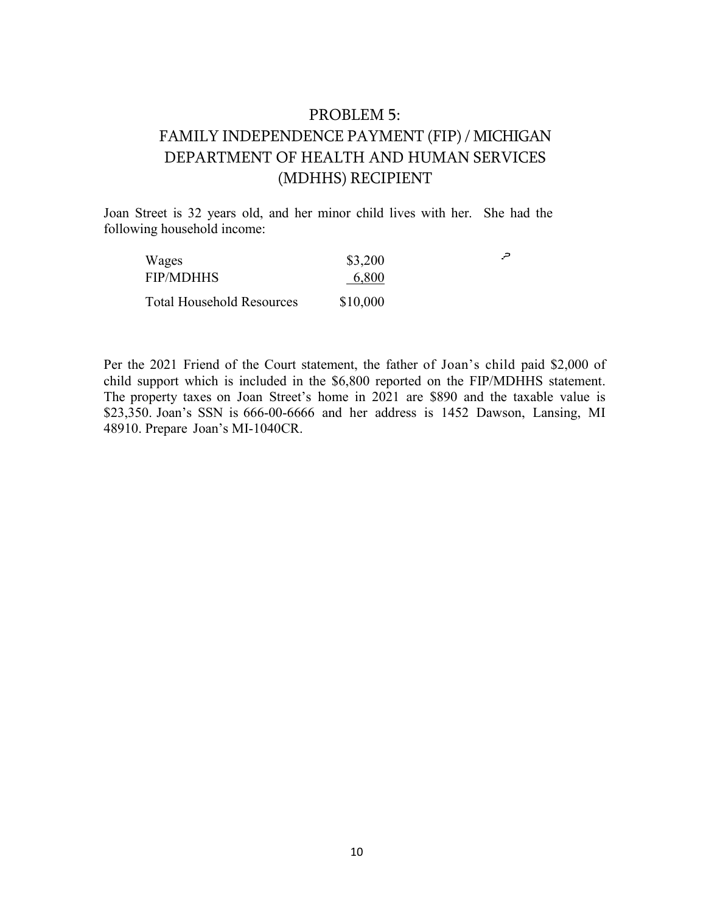# PROBLEM 5:
# FAMILY INDEPENDENCE PAYMENT (FIP) / MICHIGAN DEPARTMENT OF HEALTH AND HUMAN SERVICES (MDHHS) RECIPIENT

Joan Street is 32 years old, and her minor child lives with her. She had the following household income:

| | |
|---|---|
| Wages | \$3,200 |
| FIP/MDHHS | 6,800 |
| Total Household Resources | \$10,000 |

Per the 2021 Friend of the Court statement, the father of Joan's child paid \$2,000 of child support which is included in the \$6,800 reported on the FIP/MDHHS statement. The property taxes on Joan Street's home in 2021 are \$890 and the taxable value is \$23,350. Joan's SSN is 666-00-6666 and her address is 1452 Dawson, Lansing, MI 48910. Prepare Joan's MI-1040CR.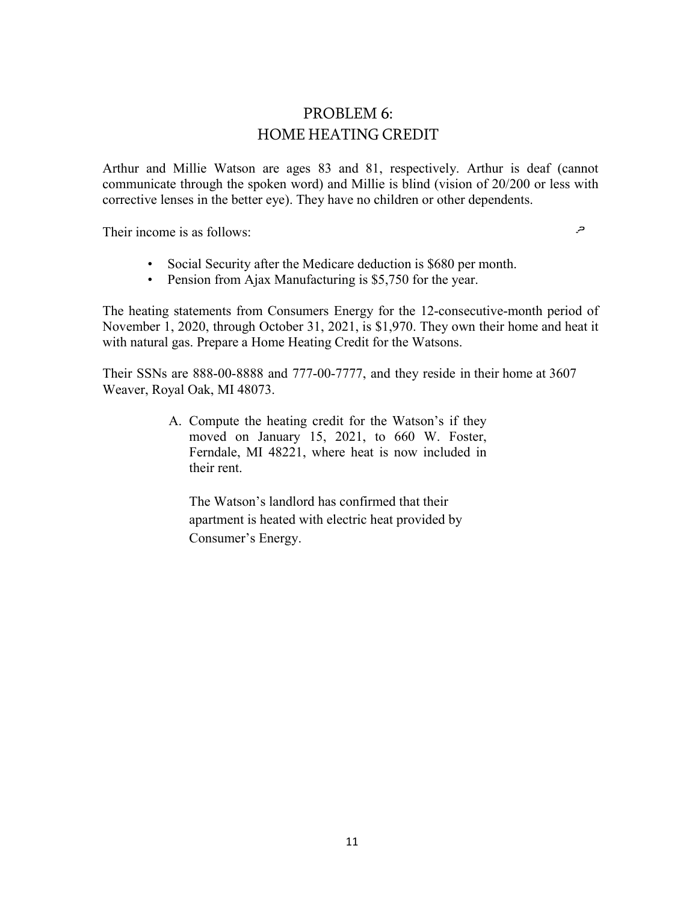# PROBLEM 6:
# HOME HEATING CREDIT

Arthur and Millie Watson are ages 83 and 81, respectively. Arthur is deaf (cannot communicate through the spoken word) and Millie is blind (vision of 20/200 or less with corrective lenses in the better eye). They have no children or other dependents.

Their income is as follows:

- Social Security after the Medicare deduction is $680 per month.
- Pension from Ajax Manufacturing is $5,750 for the year.

The heating statements from Consumers Energy for the 12-consecutive-month period of November 1, 2020, through October 31, 2021, is $1,970. They own their home and heat it with natural gas. Prepare a Home Heating Credit for the Watsons.

Their SSNs are 888-00-8888 and 777-00-7777, and they reside in their home at 3607 Weaver, Royal Oak, MI 48073.

A. Compute the heating credit for the Watson's if they moved on January 15, 2021, to 660 W. Foster, Ferndale, MI 48221, where heat is now included in their rent.

   The Watson's landlord has confirmed that their apartment is heated with electric heat provided by Consumer's Energy.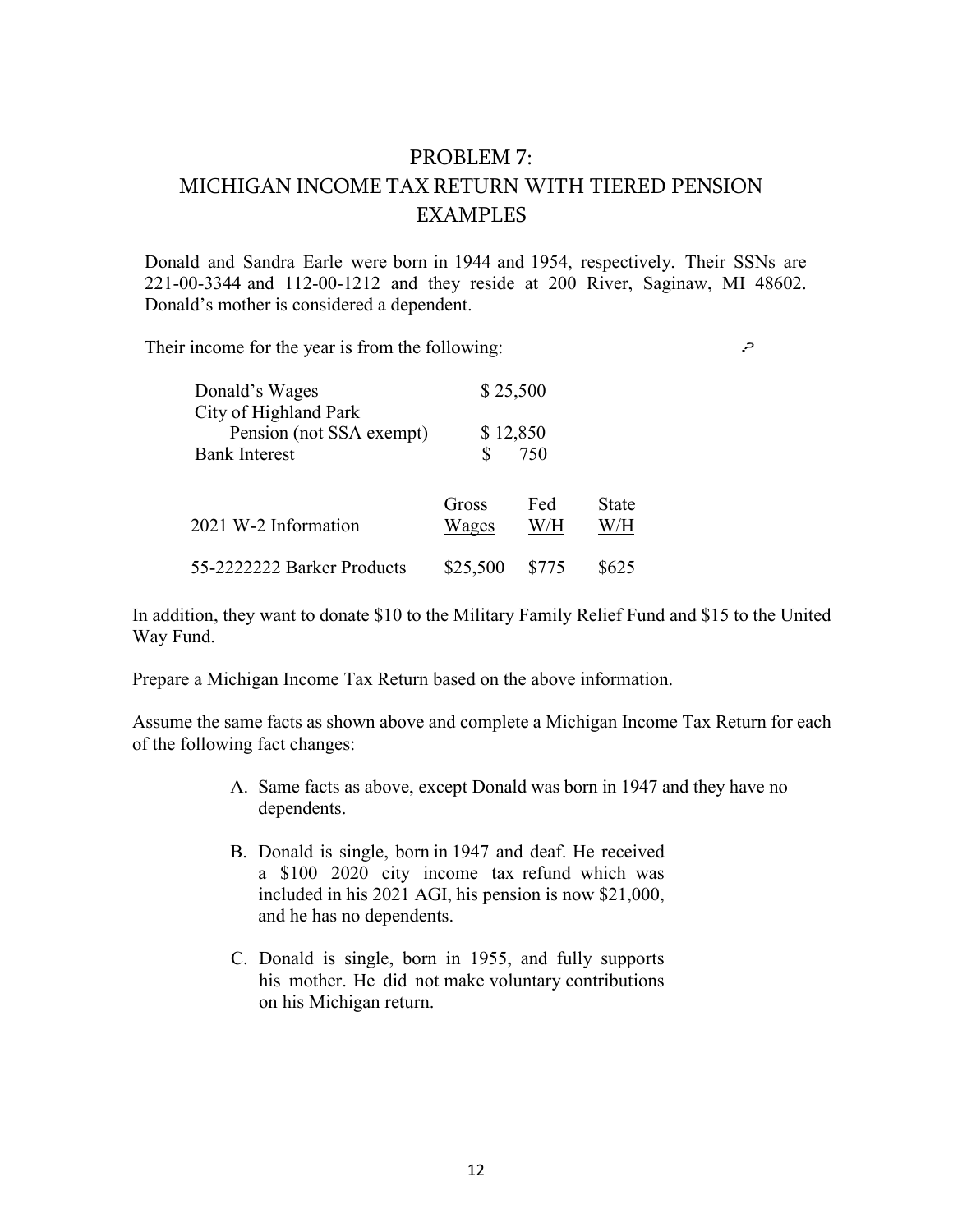# PROBLEM 7: MICHIGAN INCOME TAX RETURN WITH TIERED PENSION EXAMPLES

Donald and Sandra Earle were born in 1944 and 1954, respectively. Their SSNs are 221-00-3344 and 112-00-1212 and they reside at 200 River, Saginaw, MI 48602. Donald's mother is considered a dependent.

Their income for the year is from the following:

| | |
|---|---|
| Donald's Wages | $ 25,500 |
| City of Highland Park Pension (not SSA exempt) | $ 12,850 |
| Bank Interest | $ 750 |

| 2021 W-2 Information | Gross Wages | Fed W/H | State W/H |
|---|---|---|---|
| 55-2222222 Barker Products | $25,500 | $775 | $625 |

In addition, they want to donate $10 to the Military Family Relief Fund and $15 to the United Way Fund.

Prepare a Michigan Income Tax Return based on the above information.

Assume the same facts as shown above and complete a Michigan Income Tax Return for each of the following fact changes:

A. Same facts as above, except Donald was born in 1947 and they have no dependents.

B. Donald is single, born in 1947 and deaf. He received a $100 2020 city income tax refund which was included in his 2021 AGI, his pension is now $21,000, and he has no dependents.

C. Donald is single, born in 1955, and fully supports his mother. He did not make voluntary contributions on his Michigan return.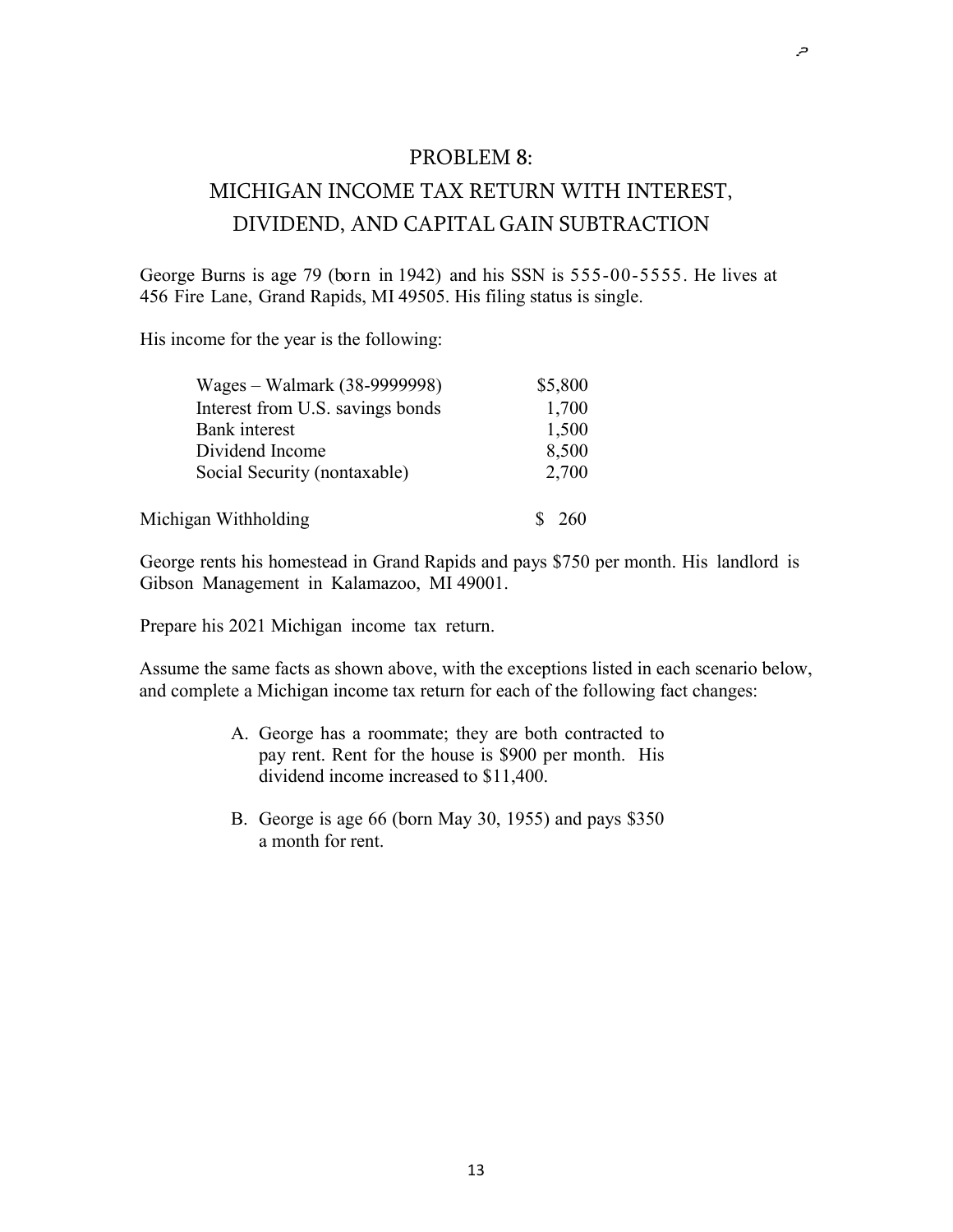## PROBLEM 8:

## MICHIGAN INCOME TAX RETURN WITH INTEREST, DIVIDEND, AND CAPITAL GAIN SUBTRACTION

George Burns is age 79 (born in 1942) and his SSN is 555-00-5555. He lives at 456 Fire Lane, Grand Rapids, MI 49505. His filing status is single.

His income for the year is the following:

| | |
|---|---|
| Wages – Walmark (38-9999998) | $5,800 |
| Interest from U.S. savings bonds | 1,700 |
| Bank interest | 1,500 |
| Dividend Income | 8,500 |
| Social Security (nontaxable) | 2,700 |
| | |
| Michigan Withholding | $ 260 |

George rents his homestead in Grand Rapids and pays $750 per month. His landlord is Gibson Management in Kalamazoo, MI 49001.

Prepare his 2021 Michigan income tax return.

Assume the same facts as shown above, with the exceptions listed in each scenario below, and complete a Michigan income tax return for each of the following fact changes:

A. George has a roommate; they are both contracted to pay rent. Rent for the house is $900 per month. His dividend income increased to $11,400.

B. George is age 66 (born May 30, 1955) and pays $350 a month for rent.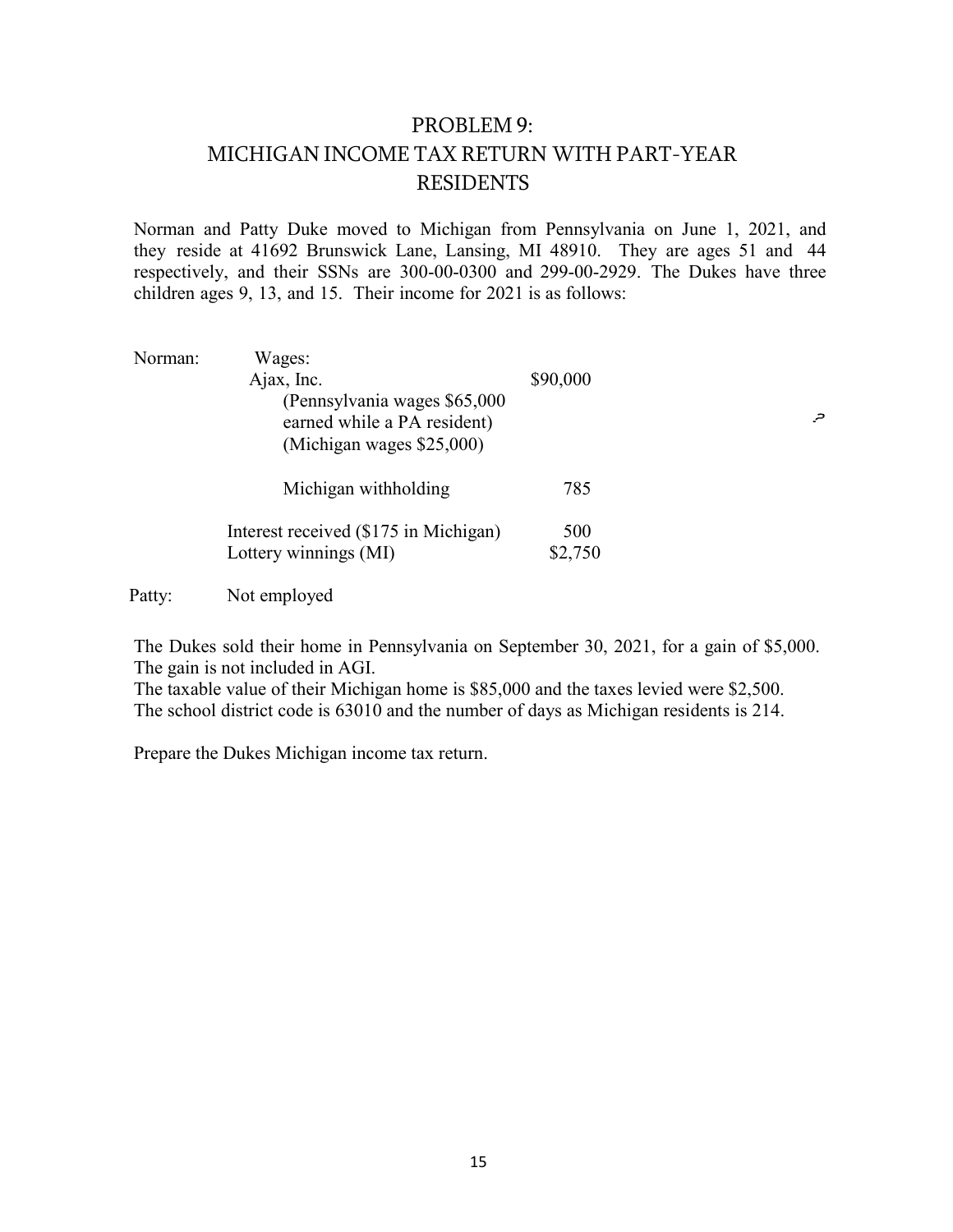# PROBLEM 9:
# MICHIGAN INCOME TAX RETURN WITH PART-YEAR RESIDENTS

Norman and Patty Duke moved to Michigan from Pennsylvania on June 1, 2021, and they reside at 41692 Brunswick Lane, Lansing, MI 48910. They are ages 51 and 44 respectively, and their SSNs are 300-00-0300 and 299-00-2929. The Dukes have three children ages 9, 13, and 15. Their income for 2021 is as follows:

| | | |
|---|---|---|
| Norman: | Wages: | |
| | Ajax, Inc. | $90,000 |
| | (Pennsylvania wages $65,000 earned while a PA resident) | |
| | (Michigan wages $25,000) | |
| | Michigan withholding | 785 |
| | Interest received ($175 in Michigan) | 500 |
| | Lottery winnings (MI) | $2,750 |
| Patty: | Not employed | |

The Dukes sold their home in Pennsylvania on September 30, 2021, for a gain of $5,000. The gain is not included in AGI.

The taxable value of their Michigan home is $85,000 and the taxes levied were $2,500.

The school district code is 63010 and the number of days as Michigan residents is 214.

Prepare the Dukes Michigan income tax return.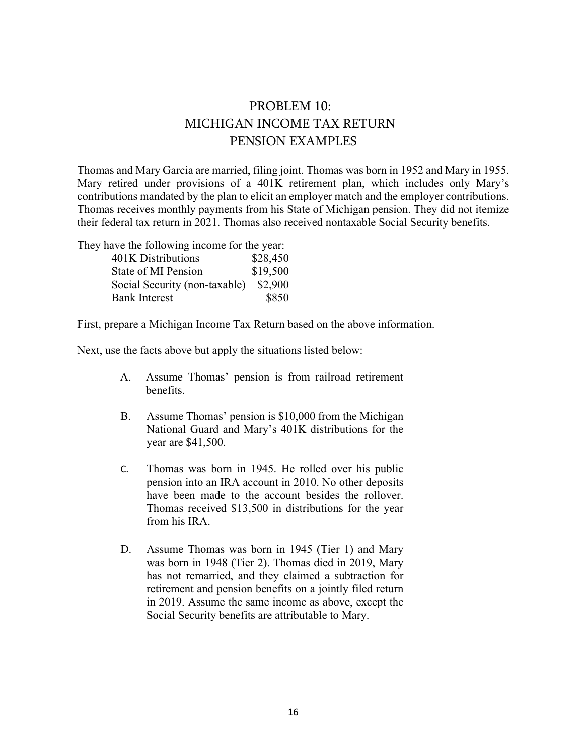# PROBLEM 10:
# MICHIGAN INCOME TAX RETURN
# PENSION EXAMPLES

Thomas and Mary Garcia are married, filing joint. Thomas was born in 1952 and Mary in 1955. Mary retired under provisions of a 401K retirement plan, which includes only Mary's contributions mandated by the plan to elicit an employer match and the employer contributions. Thomas receives monthly payments from his State of Michigan pension. They did not itemize their federal tax return in 2021. Thomas also received nontaxable Social Security benefits.

They have the following income for the year:

| | |
|---|---|
| 401K Distributions | \$28,450 |
| State of MI Pension | \$19,500 |
| Social Security (non-taxable) | \$2,900 |
| Bank Interest | \$850 |

First, prepare a Michigan Income Tax Return based on the above information.

Next, use the facts above but apply the situations listed below:

A. Assume Thomas' pension is from railroad retirement benefits.

B. Assume Thomas' pension is \$10,000 from the Michigan National Guard and Mary's 401K distributions for the year are \$41,500.

C. Thomas was born in 1945. He rolled over his public pension into an IRA account in 2010. No other deposits have been made to the account besides the rollover. Thomas received \$13,500 in distributions for the year from his IRA.

D. Assume Thomas was born in 1945 (Tier 1) and Mary was born in 1948 (Tier 2). Thomas died in 2019, Mary has not remarried, and they claimed a subtraction for retirement and pension benefits on a jointly filed return in 2019. Assume the same income as above, except the Social Security benefits are attributable to Mary.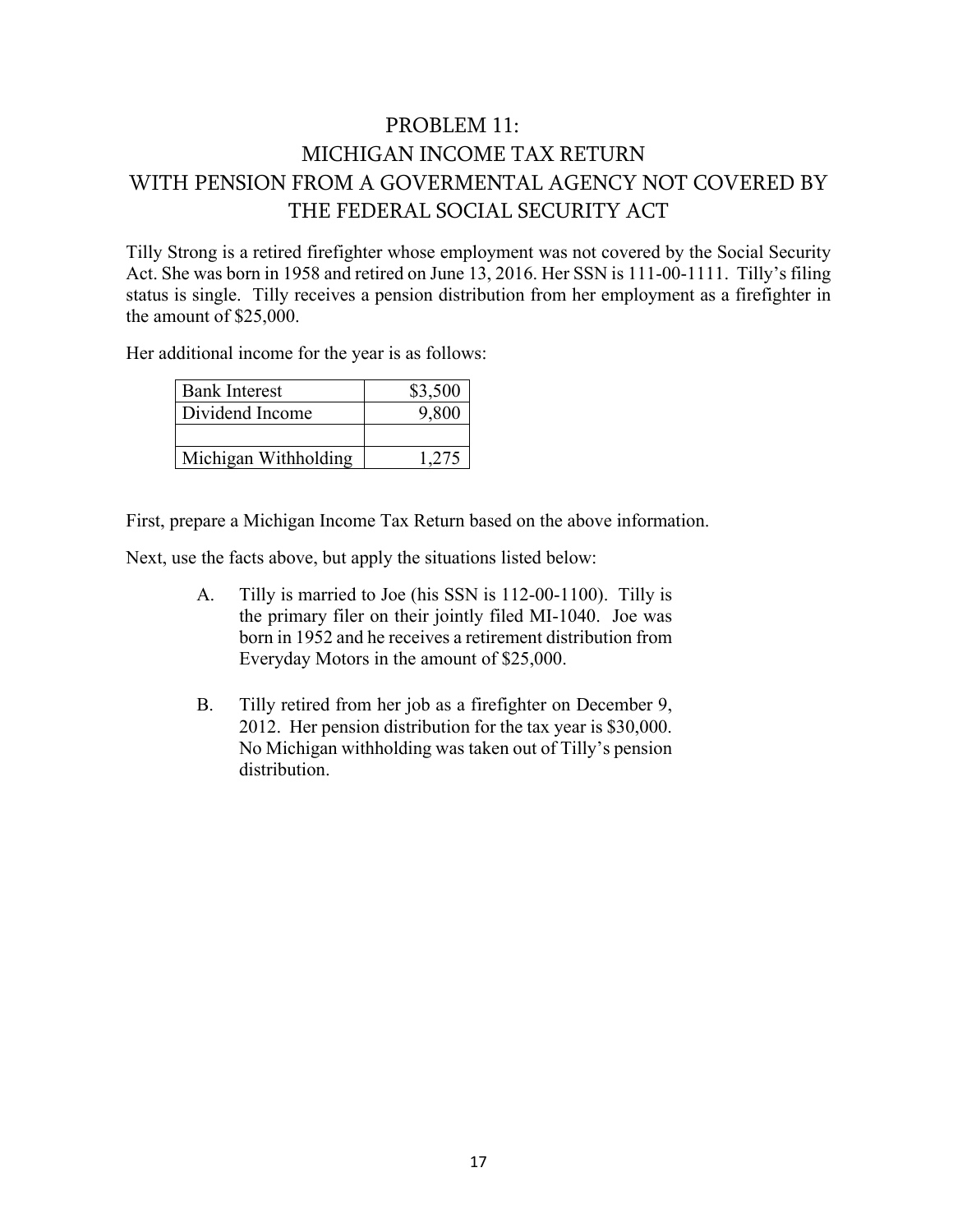# PROBLEM 11:
# MICHIGAN INCOME TAX RETURN
# WITH PENSION FROM A GOVERMENTAL AGENCY NOT COVERED BY THE FEDERAL SOCIAL SECURITY ACT

Tilly Strong is a retired firefighter whose employment was not covered by the Social Security Act. She was born in 1958 and retired on June 13, 2016. Her SSN is 111-00-1111. Tilly's filing status is single. Tilly receives a pension distribution from her employment as a firefighter in the amount of $25,000.

Her additional income for the year is as follows:

| | |
|---|---:|
| Bank Interest | $3,500 |
| Dividend Income | 9,800 |
| | |
| Michigan Withholding | 1,275 |

First, prepare a Michigan Income Tax Return based on the above information.

Next, use the facts above, but apply the situations listed below:

A. Tilly is married to Joe (his SSN is 112-00-1100). Tilly is the primary filer on their jointly filed MI-1040. Joe was born in 1952 and he receives a retirement distribution from Everyday Motors in the amount of $25,000.

B. Tilly retired from her job as a firefighter on December 9, 2012. Her pension distribution for the tax year is $30,000. No Michigan withholding was taken out of Tilly's pension distribution.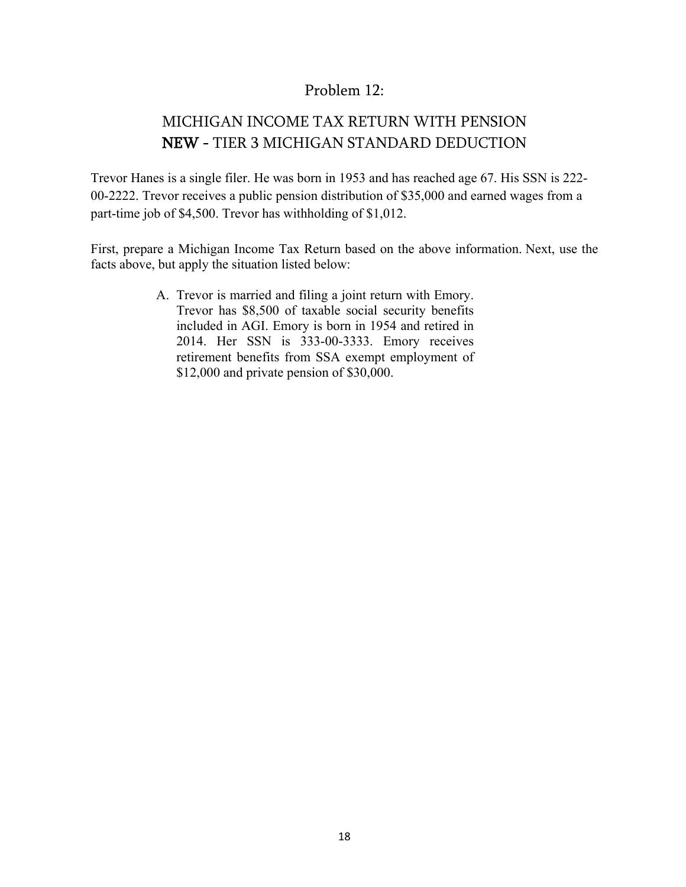## Problem 12:

## MICHIGAN INCOME TAX RETURN WITH PENSION
## **NEW** - TIER 3 MICHIGAN STANDARD DEDUCTION

Trevor Hanes is a single filer. He was born in 1953 and has reached age 67. His SSN is 222-00-2222. Trevor receives a public pension distribution of $35,000 and earned wages from a part-time job of $4,500. Trevor has withholding of $1,012.

First, prepare a Michigan Income Tax Return based on the above information. Next, use the facts above, but apply the situation listed below:

A. Trevor is married and filing a joint return with Emory. Trevor has $8,500 of taxable social security benefits included in AGI. Emory is born in 1954 and retired in 2014. Her SSN is 333-00-3333. Emory receives retirement benefits from SSA exempt employment of $12,000 and private pension of $30,000.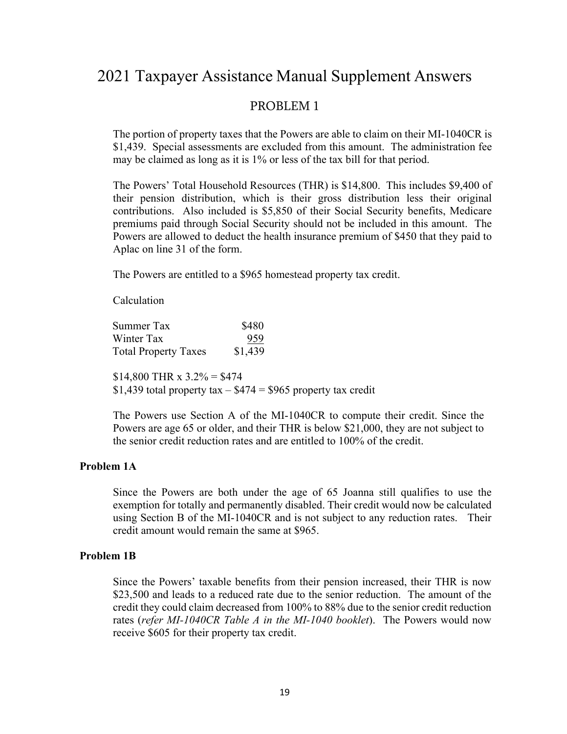# 2021 Taxpayer Assistance Manual Supplement Answers

## PROBLEM 1

The portion of property taxes that the Powers are able to claim on their MI-1040CR is $1,439. Special assessments are excluded from this amount. The administration fee may be claimed as long as it is 1% or less of the tax bill for that period.

The Powers' Total Household Resources (THR) is $14,800. This includes $9,400 of their pension distribution, which is their gross distribution less their original contributions. Also included is $5,850 of their Social Security benefits, Medicare premiums paid through Social Security should not be included in this amount. The Powers are allowed to deduct the health insurance premium of $450 that they paid to Aplac on line 31 of the form.

The Powers are entitled to a $965 homestead property tax credit.

Calculation

| | |
|---|---|
| Summer Tax | $480 |
| Winter Tax | 959 |
| Total Property Taxes | $1,439 |

$14,800 THR x 3.2% = $474
$1,439 total property tax – $474 = $965 property tax credit

The Powers use Section A of the MI-1040CR to compute their credit. Since the Powers are age 65 or older, and their THR is below $21,000, they are not subject to the senior credit reduction rates and are entitled to 100% of the credit.

### Problem 1A

Since the Powers are both under the age of 65 Joanna still qualifies to use the exemption for totally and permanently disabled. Their credit would now be calculated using Section B of the MI-1040CR and is not subject to any reduction rates. Their credit amount would remain the same at $965.

### Problem 1B

Since the Powers' taxable benefits from their pension increased, their THR is now $23,500 and leads to a reduced rate due to the senior reduction. The amount of the credit they could claim decreased from 100% to 88% due to the senior credit reduction rates (*refer MI-1040CR Table A in the MI-1040 booklet*). The Powers would now receive $605 for their property tax credit.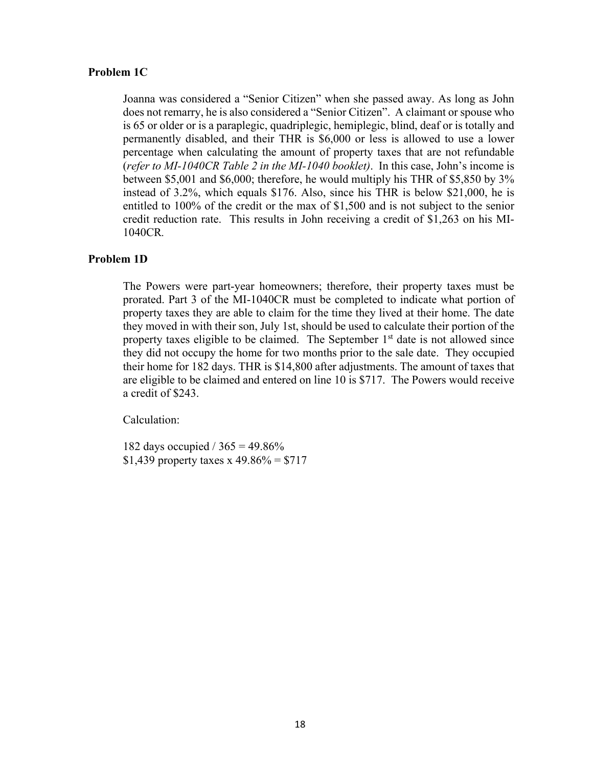### Problem 1C

Joanna was considered a "Senior Citizen" when she passed away. As long as John does not remarry, he is also considered a "Senior Citizen". A claimant or spouse who is 65 or older or is a paraplegic, quadriplegic, hemiplegic, blind, deaf or is totally and permanently disabled, and their THR is $6,000 or less is allowed to use a lower percentage when calculating the amount of property taxes that are not refundable (*refer to MI-1040CR Table 2 in the MI-1040 booklet*). In this case, John's income is between $5,001 and $6,000; therefore, he would multiply his THR of $5,850 by 3% instead of 3.2%, which equals $176. Also, since his THR is below $21,000, he is entitled to 100% of the credit or the max of $1,500 and is not subject to the senior credit reduction rate. This results in John receiving a credit of $1,263 on his MI-1040CR.

### Problem 1D

The Powers were part-year homeowners; therefore, their property taxes must be prorated. Part 3 of the MI-1040CR must be completed to indicate what portion of property taxes they are able to claim for the time they lived at their home. The date they moved in with their son, July 1st, should be used to calculate their portion of the property taxes eligible to be claimed. The September 1st date is not allowed since they did not occupy the home for two months prior to the sale date. They occupied their home for 182 days. THR is $14,800 after adjustments. The amount of taxes that are eligible to be claimed and entered on line 10 is $717. The Powers would receive a credit of $243.

Calculation:

182 days occupied / 365 = 49.86%
$1,439 property taxes x 49.86% = $717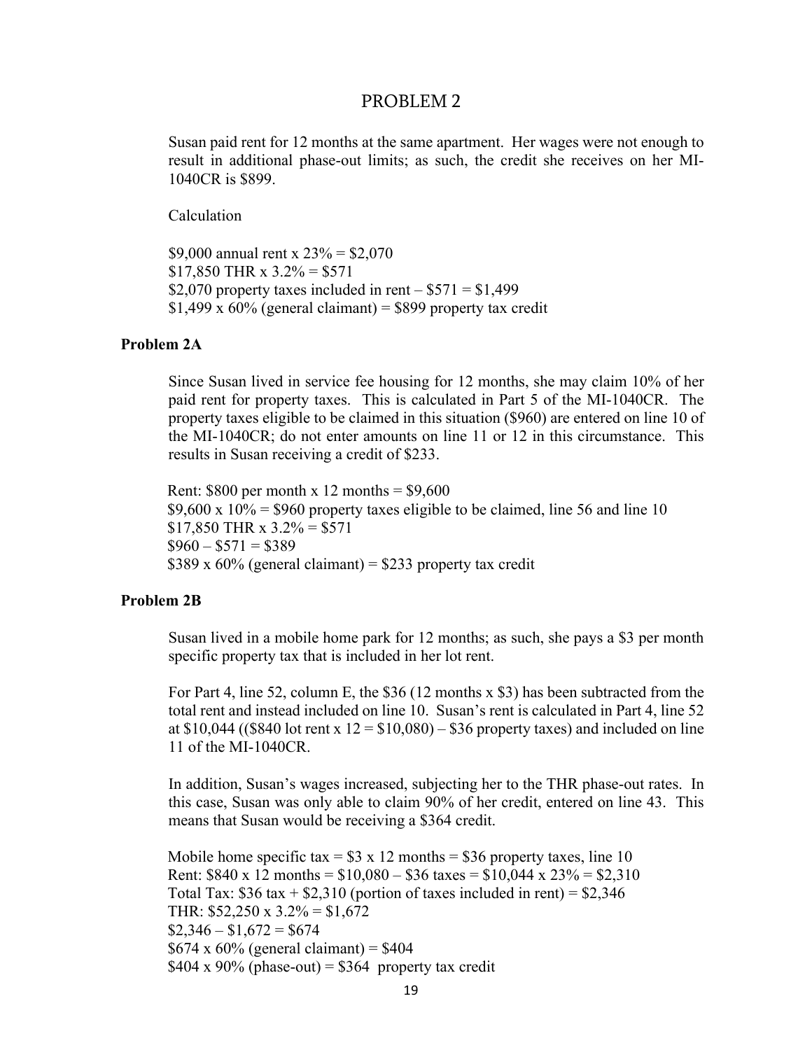# PROBLEM 2

Susan paid rent for 12 months at the same apartment. Her wages were not enough to result in additional phase-out limits; as such, the credit she receives on her MI-1040CR is $899.

Calculation

$9,000 annual rent x 23% = $2,070
$17,850 THR x 3.2% = $571
$2,070 property taxes included in rent – $571 = $1,499
$1,499 x 60% (general claimant) = $899 property tax credit

### Problem 2A

Since Susan lived in service fee housing for 12 months, she may claim 10% of her paid rent for property taxes. This is calculated in Part 5 of the MI-1040CR. The property taxes eligible to be claimed in this situation ($960) are entered on line 10 of the MI-1040CR; do not enter amounts on line 11 or 12 in this circumstance. This results in Susan receiving a credit of $233.

Rent: $800 per month x 12 months = $9,600
$9,600 x 10% = $960 property taxes eligible to be claimed, line 56 and line 10
$17,850 THR x 3.2% = $571
$960 – $571 = $389
$389 x 60% (general claimant) = $233 property tax credit

### Problem 2B

Susan lived in a mobile home park for 12 months; as such, she pays a $3 per month specific property tax that is included in her lot rent.

For Part 4, line 52, column E, the $36 (12 months x $3) has been subtracted from the total rent and instead included on line 10. Susan's rent is calculated in Part 4, line 52 at $10,044 (($840 lot rent x 12 = $10,080) – $36 property taxes) and included on line 11 of the MI-1040CR.

In addition, Susan's wages increased, subjecting her to the THR phase-out rates. In this case, Susan was only able to claim 90% of her credit, entered on line 43. This means that Susan would be receiving a $364 credit.

Mobile home specific tax = $3 x 12 months = $36 property taxes, line 10
Rent: $840 x 12 months = $10,080 – $36 taxes = $10,044 x 23% = $2,310
Total Tax: $36 tax + $2,310 (portion of taxes included in rent) = $2,346
THR: $52,250 x 3.2% = $1,672
$2,346 – $1,672 = $674
$674 x 60% (general claimant) = $404
$404 x 90% (phase-out) = $364 property tax credit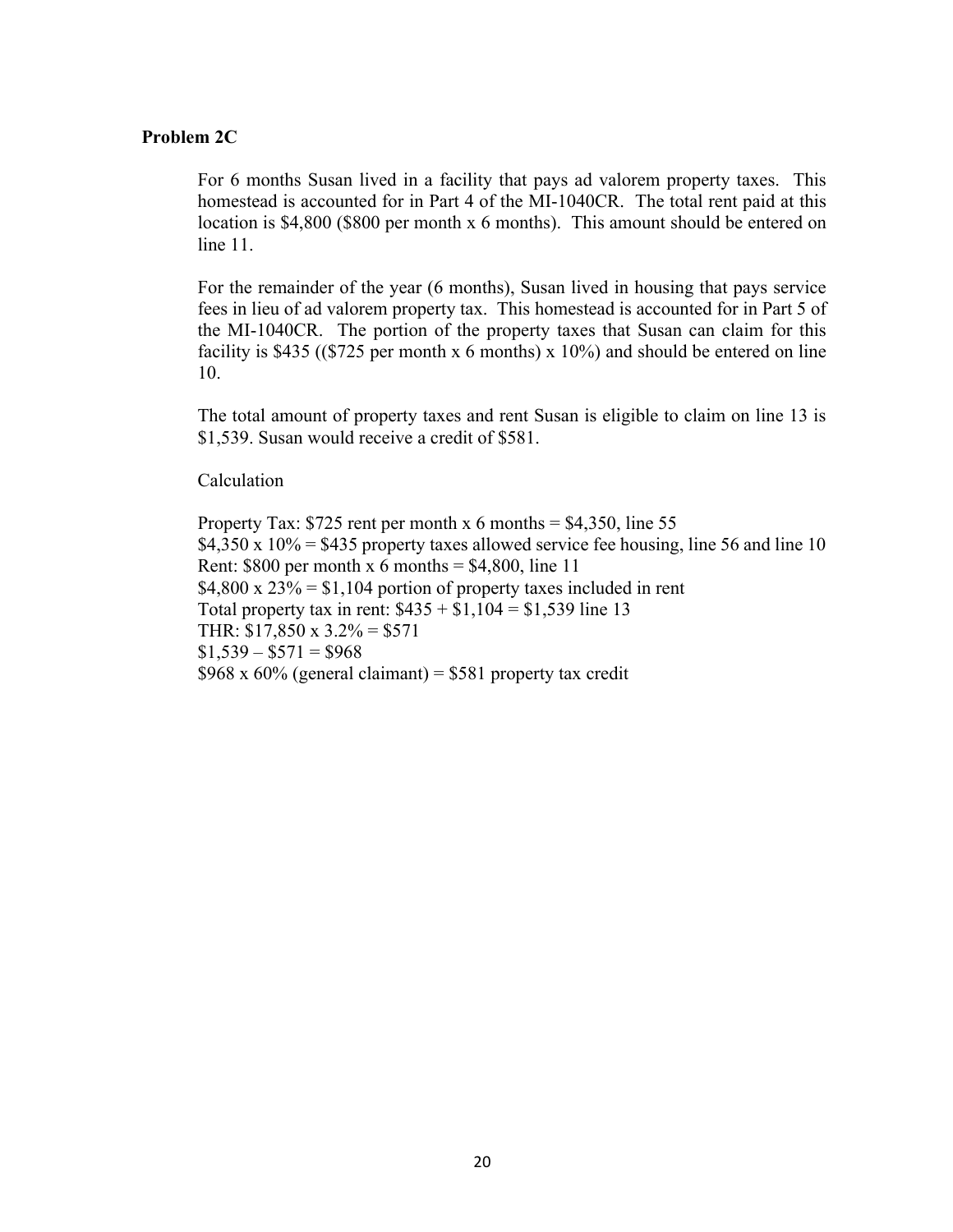**Problem 2C**

For 6 months Susan lived in a facility that pays ad valorem property taxes. This homestead is accounted for in Part 4 of the MI-1040CR. The total rent paid at this location is $4,800 ($800 per month x 6 months). This amount should be entered on line 11.

For the remainder of the year (6 months), Susan lived in housing that pays service fees in lieu of ad valorem property tax. This homestead is accounted for in Part 5 of the MI-1040CR. The portion of the property taxes that Susan can claim for this facility is $435 (($725 per month x 6 months) x 10%) and should be entered on line 10.

The total amount of property taxes and rent Susan is eligible to claim on line 13 is $1,539. Susan would receive a credit of $581.

Calculation

Property Tax: $725 rent per month x 6 months = $4,350, line 55
$4,350 x 10% = $435 property taxes allowed service fee housing, line 56 and line 10
Rent: $800 per month x 6 months = $4,800, line 11
$4,800 x 23% = $1,104 portion of property taxes included in rent
Total property tax in rent: $435 + $1,104 = $1,539 line 13
THR: $17,850 x 3.2% = $571
$1,539 – $571 = $968
$968 x 60% (general claimant) = $581 property tax credit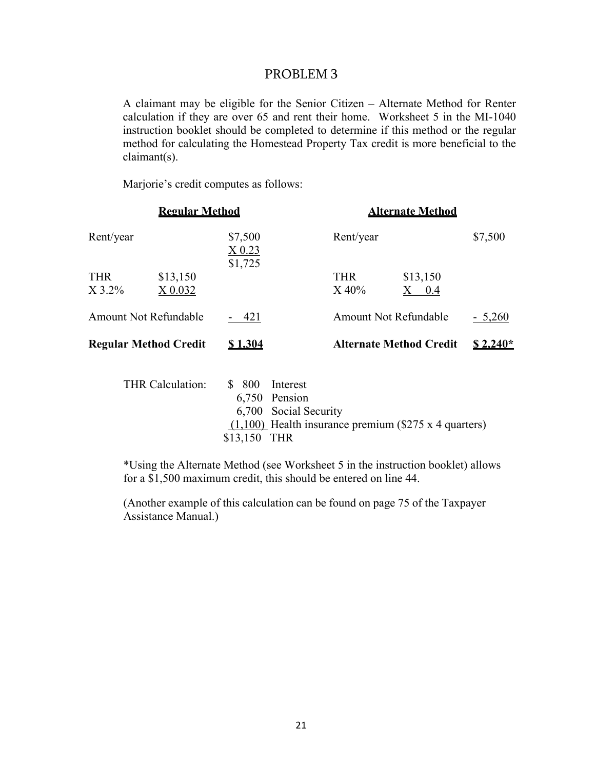# PROBLEM 3

A claimant may be eligible for the Senior Citizen – Alternate Method for Renter calculation if they are over 65 and rent their home. Worksheet 5 in the MI-1040 instruction booklet should be completed to determine if this method or the regular method for calculating the Homestead Property Tax credit is more beneficial to the claimant(s).

Marjorie's credit computes as follows:

| **Regular Method** | | | **Alternate Method** | | |
|---|---|---|---|---|---|
| Rent/year | | $7,500<br>X 0.23<br>$1,725 | Rent/year | | $7,500 |
| THR<br>X 3.2% | $13,150<br>X 0.032 | | THR<br>X 40% | $13,150<br>X 0.4 | |
| Amount Not Refundable | | - 421 | Amount Not Refundable | | - 5,260 |
| **Regular Method Credit** | | **$ 1,304** | **Alternate Method Credit** | | **$ 2,240*** |

| THR Calculation: | | |
|---|---|---|
| | $ 800 | Interest |
| | 6,750 | Pension |
| | 6,700 | Social Security |
| | (1,100) | Health insurance premium ($275 x 4 quarters) |
| | $13,150 | THR |

*Using the Alternate Method (see Worksheet 5 in the instruction booklet) allows for a $1,500 maximum credit, this should be entered on line 44.

(Another example of this calculation can be found on page 75 of the Taxpayer Assistance Manual.)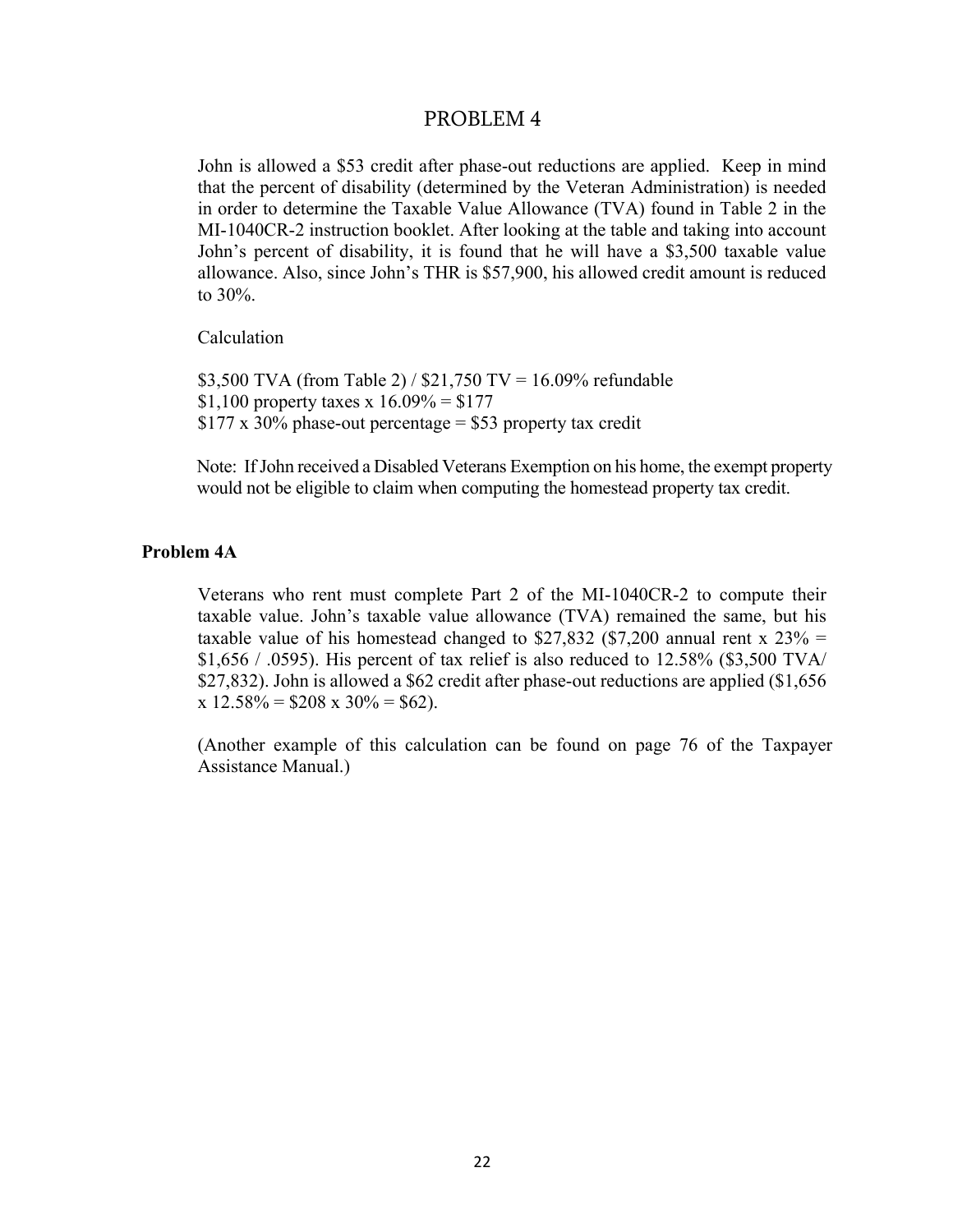# PROBLEM 4

John is allowed a $53 credit after phase-out reductions are applied. Keep in mind that the percent of disability (determined by the Veteran Administration) is needed in order to determine the Taxable Value Allowance (TVA) found in Table 2 in the MI-1040CR-2 instruction booklet. After looking at the table and taking into account John's percent of disability, it is found that he will have a $3,500 taxable value allowance. Also, since John's THR is $57,900, his allowed credit amount is reduced to 30%.

Calculation

$3,500 TVA (from Table 2) / $21,750 TV = 16.09% refundable
$1,100 property taxes x 16.09% = $177
$177 x 30% phase-out percentage = $53 property tax credit

Note: If John received a Disabled Veterans Exemption on his home, the exempt property would not be eligible to claim when computing the homestead property tax credit.

**Problem 4A**

Veterans who rent must complete Part 2 of the MI-1040CR-2 to compute their taxable value. John's taxable value allowance (TVA) remained the same, but his taxable value of his homestead changed to $27,832 ($7,200 annual rent x 23% = $1,656 / .0595). His percent of tax relief is also reduced to 12.58% ($3,500 TVA/ $27,832). John is allowed a $62 credit after phase-out reductions are applied ($1,656 x 12.58% = $208 x 30% = $62).

(Another example of this calculation can be found on page 76 of the Taxpayer Assistance Manual.)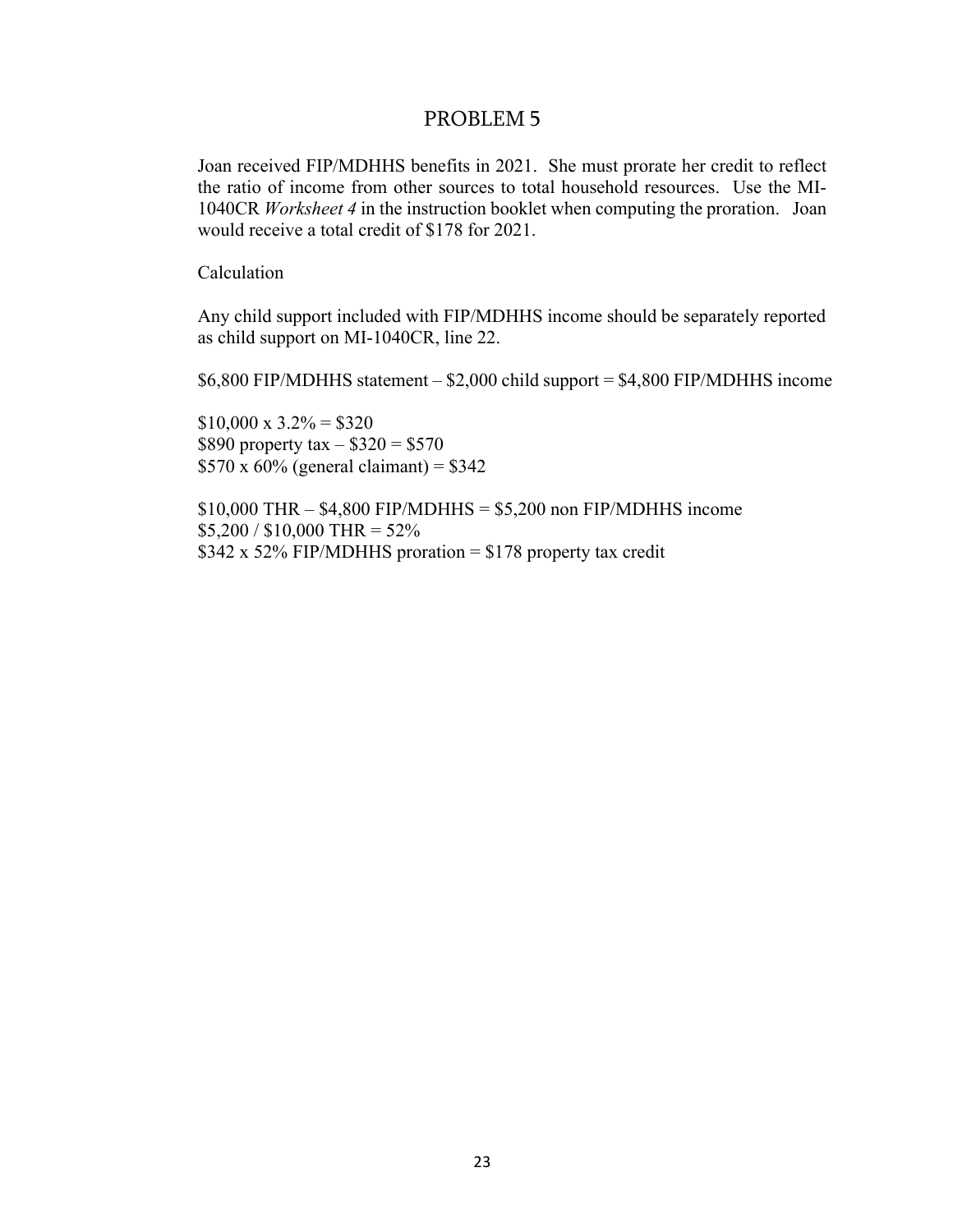# PROBLEM 5

Joan received FIP/MDHHS benefits in 2021. She must prorate her credit to reflect the ratio of income from other sources to total household resources. Use the MI-1040CR *Worksheet 4* in the instruction booklet when computing the proration. Joan would receive a total credit of $178 for 2021.

Calculation

Any child support included with FIP/MDHHS income should be separately reported as child support on MI-1040CR, line 22.

$6,800 FIP/MDHHS statement – $2,000 child support = $4,800 FIP/MDHHS income

$10,000 x 3.2% = $320
$890 property tax – $320 = $570
$570 x 60% (general claimant) = $342

$10,000 THR – $4,800 FIP/MDHHS = $5,200 non FIP/MDHHS income
$5,200 / $10,000 THR = 52%
$342 x 52% FIP/MDHHS proration = $178 property tax credit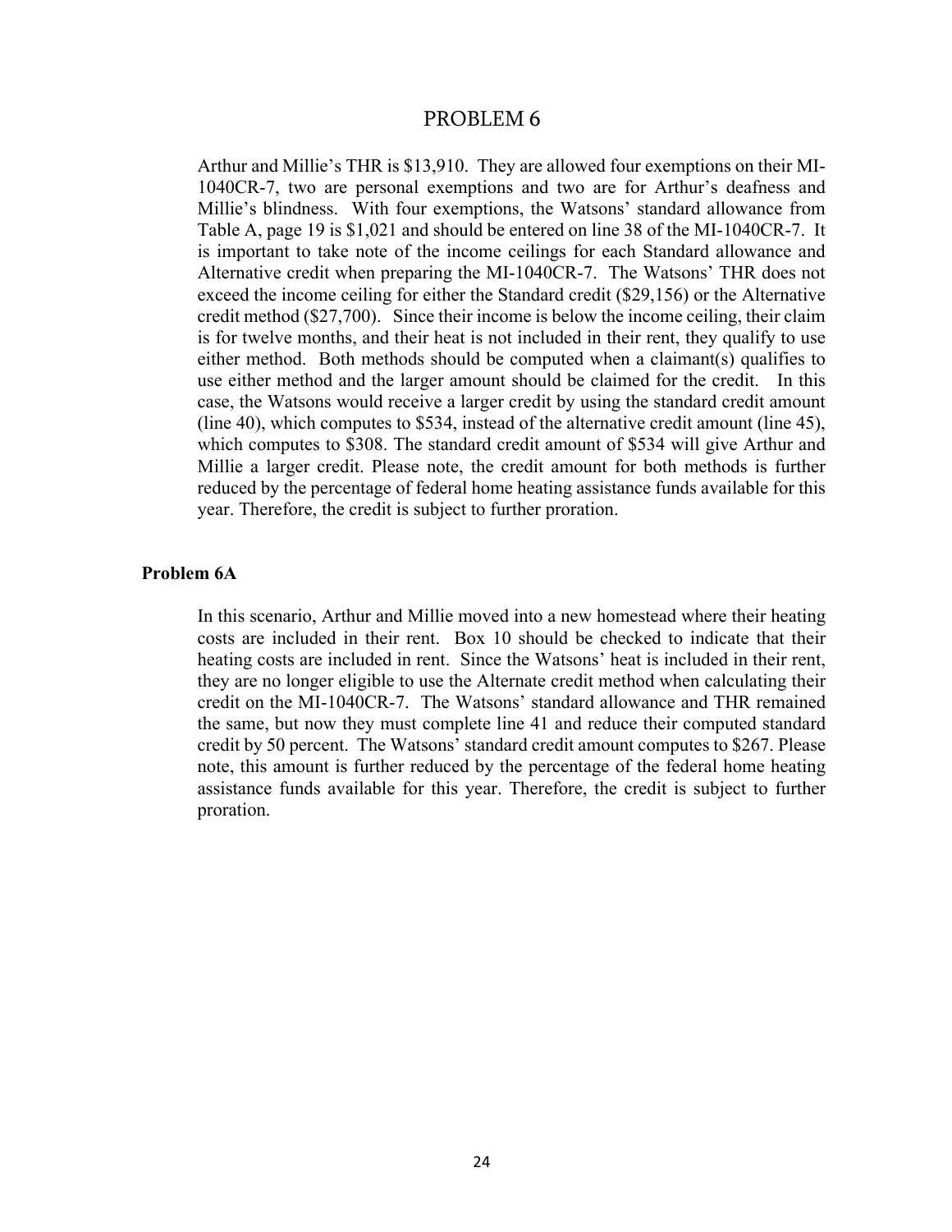# PROBLEM 6

Arthur and Millie's THR is $13,910. They are allowed four exemptions on their MI-1040CR-7, two are personal exemptions and two are for Arthur's deafness and Millie's blindness. With four exemptions, the Watsons' standard allowance from Table A, page 19 is $1,021 and should be entered on line 38 of the MI-1040CR-7. It is important to take note of the income ceilings for each Standard allowance and Alternative credit when preparing the MI-1040CR-7. The Watsons' THR does not exceed the income ceiling for either the Standard credit ($29,156) or the Alternative credit method ($27,700). Since their income is below the income ceiling, their claim is for twelve months, and their heat is not included in their rent, they qualify to use either method. Both methods should be computed when a claimant(s) qualifies to use either method and the larger amount should be claimed for the credit. In this case, the Watsons would receive a larger credit by using the standard credit amount (line 40), which computes to $534, instead of the alternative credit amount (line 45), which computes to $308. The standard credit amount of $534 will give Arthur and Millie a larger credit. Please note, the credit amount for both methods is further reduced by the percentage of federal home heating assistance funds available for this year. Therefore, the credit is subject to further proration.

### Problem 6A

In this scenario, Arthur and Millie moved into a new homestead where their heating costs are included in their rent. Box 10 should be checked to indicate that their heating costs are included in rent. Since the Watsons' heat is included in their rent, they are no longer eligible to use the Alternate credit method when calculating their credit on the MI-1040CR-7. The Watsons' standard allowance and THR remained the same, but now they must complete line 41 and reduce their computed standard credit by 50 percent. The Watsons' standard credit amount computes to $267. Please note, this amount is further reduced by the percentage of the federal home heating assistance funds available for this year. Therefore, the credit is subject to further proration.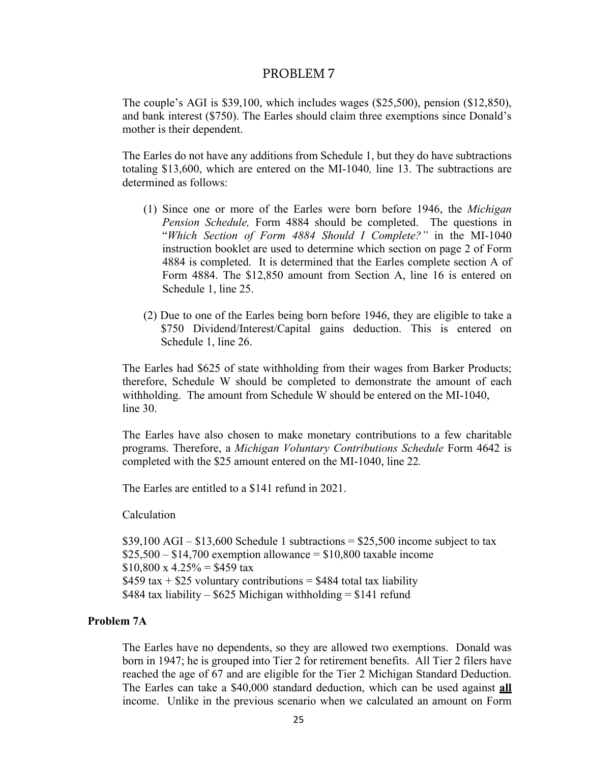# PROBLEM 7

The couple's AGI is $39,100, which includes wages ($25,500), pension ($12,850), and bank interest ($750). The Earles should claim three exemptions since Donald's mother is their dependent.

The Earles do not have any additions from Schedule 1, but they do have subtractions totaling $13,600, which are entered on the MI-1040*,* line 13. The subtractions are determined as follows:

(1) Since one or more of the Earles were born before 1946, the *Michigan Pension Schedule,* Form 4884 should be completed. The questions in "*Which Section of Form 4884 Should I Complete?"* in the MI-1040 instruction booklet are used to determine which section on page 2 of Form 4884 is completed. It is determined that the Earles complete section A of Form 4884. The $12,850 amount from Section A, line 16 is entered on Schedule 1, line 25.

(2) Due to one of the Earles being born before 1946, they are eligible to take a $750 Dividend/Interest/Capital gains deduction. This is entered on Schedule 1, line 26.

The Earles had $625 of state withholding from their wages from Barker Products; therefore, Schedule W should be completed to demonstrate the amount of each withholding. The amount from Schedule W should be entered on the MI-1040, line 30.

The Earles have also chosen to make monetary contributions to a few charitable programs. Therefore, a *Michigan Voluntary Contributions Schedule* Form 4642 is completed with the $25 amount entered on the MI-1040, line 22*.*

The Earles are entitled to a $141 refund in 2021.

Calculation

$39,100 AGI – $13,600 Schedule 1 subtractions = $25,500 income subject to tax
$25,500 – $14,700 exemption allowance = $10,800 taxable income
$10,800 x 4.25% = $459 tax
$459 tax + $25 voluntary contributions = $484 total tax liability
$484 tax liability – $625 Michigan withholding = $141 refund

### Problem 7A

The Earles have no dependents, so they are allowed two exemptions. Donald was born in 1947; he is grouped into Tier 2 for retirement benefits. All Tier 2 filers have reached the age of 67 and are eligible for the Tier 2 Michigan Standard Deduction. The Earles can take a $40,000 standard deduction, which can be used against **all** income. Unlike in the previous scenario when we calculated an amount on Form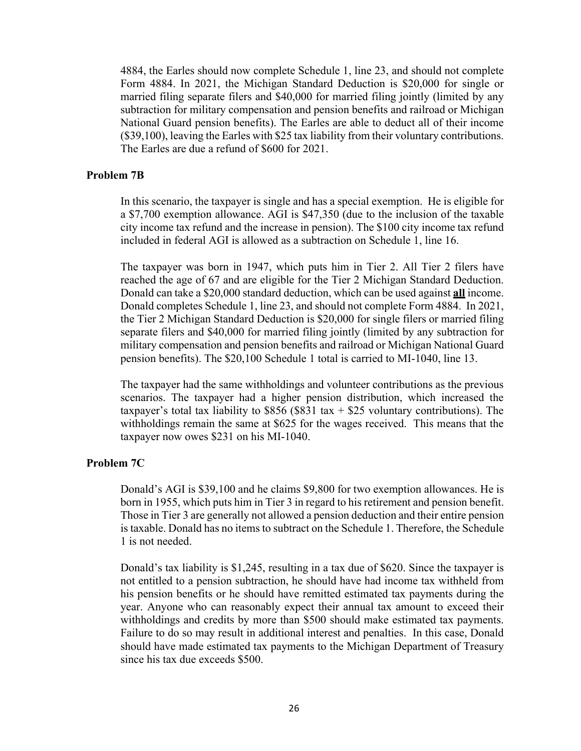4884, the Earles should now complete Schedule 1, line 23, and should not complete Form 4884. In 2021, the Michigan Standard Deduction is $20,000 for single or married filing separate filers and $40,000 for married filing jointly (limited by any subtraction for military compensation and pension benefits and railroad or Michigan National Guard pension benefits). The Earles are able to deduct all of their income ($39,100), leaving the Earles with $25 tax liability from their voluntary contributions. The Earles are due a refund of $600 for 2021.

### Problem 7B

In this scenario, the taxpayer is single and has a special exemption. He is eligible for a $7,700 exemption allowance. AGI is $47,350 (due to the inclusion of the taxable city income tax refund and the increase in pension). The $100 city income tax refund included in federal AGI is allowed as a subtraction on Schedule 1, line 16.

The taxpayer was born in 1947, which puts him in Tier 2. All Tier 2 filers have reached the age of 67 and are eligible for the Tier 2 Michigan Standard Deduction. Donald can take a $20,000 standard deduction, which can be used against <u>**all**</u> income. Donald completes Schedule 1, line 23, and should not complete Form 4884. In 2021, the Tier 2 Michigan Standard Deduction is $20,000 for single filers or married filing separate filers and $40,000 for married filing jointly (limited by any subtraction for military compensation and pension benefits and railroad or Michigan National Guard pension benefits). The $20,100 Schedule 1 total is carried to MI-1040, line 13.

The taxpayer had the same withholdings and volunteer contributions as the previous scenarios. The taxpayer had a higher pension distribution, which increased the taxpayer's total tax liability to $856 ($831 tax + $25 voluntary contributions). The withholdings remain the same at $625 for the wages received. This means that the taxpayer now owes $231 on his MI-1040.

### Problem 7C

Donald's AGI is $39,100 and he claims $9,800 for two exemption allowances. He is born in 1955, which puts him in Tier 3 in regard to his retirement and pension benefit. Those in Tier 3 are generally not allowed a pension deduction and their entire pension is taxable. Donald has no items to subtract on the Schedule 1. Therefore, the Schedule 1 is not needed.

Donald's tax liability is $1,245, resulting in a tax due of $620. Since the taxpayer is not entitled to a pension subtraction, he should have had income tax withheld from his pension benefits or he should have remitted estimated tax payments during the year. Anyone who can reasonably expect their annual tax amount to exceed their withholdings and credits by more than $500 should make estimated tax payments. Failure to do so may result in additional interest and penalties. In this case, Donald should have made estimated tax payments to the Michigan Department of Treasury since his tax due exceeds $500.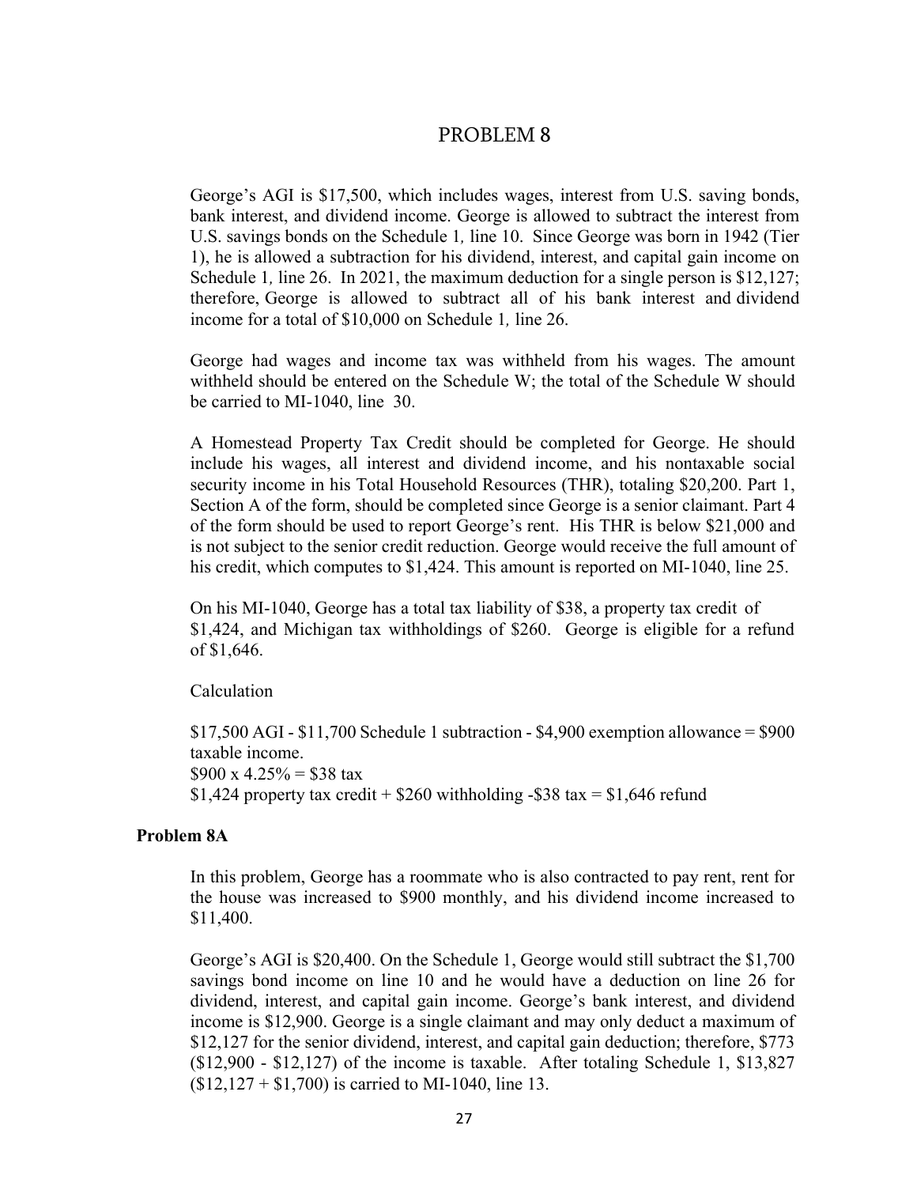# PROBLEM 8

George's AGI is $17,500, which includes wages, interest from U.S. saving bonds, bank interest, and dividend income. George is allowed to subtract the interest from U.S. savings bonds on the Schedule 1, line 10. Since George was born in 1942 (Tier 1), he is allowed a subtraction for his dividend, interest, and capital gain income on Schedule 1, line 26. In 2021, the maximum deduction for a single person is $12,127; therefore, George is allowed to subtract all of his bank interest and dividend income for a total of $10,000 on Schedule 1, line 26.

George had wages and income tax was withheld from his wages. The amount withheld should be entered on the Schedule W; the total of the Schedule W should be carried to MI-1040, line 30.

A Homestead Property Tax Credit should be completed for George. He should include his wages, all interest and dividend income, and his nontaxable social security income in his Total Household Resources (THR), totaling $20,200. Part 1, Section A of the form, should be completed since George is a senior claimant. Part 4 of the form should be used to report George's rent. His THR is below $21,000 and is not subject to the senior credit reduction. George would receive the full amount of his credit, which computes to $1,424. This amount is reported on MI-1040, line 25.

On his MI-1040, George has a total tax liability of $38, a property tax credit of $1,424, and Michigan tax withholdings of $260. George is eligible for a refund of $1,646.

Calculation

$17,500 AGI - $11,700 Schedule 1 subtraction - $4,900 exemption allowance = $900 taxable income.
$900 x 4.25% = $38 tax
$1,424 property tax credit + $260 withholding -$38 tax = $1,646 refund

### Problem 8A

In this problem, George has a roommate who is also contracted to pay rent, rent for the house was increased to $900 monthly, and his dividend income increased to $11,400.

George's AGI is $20,400. On the Schedule 1, George would still subtract the $1,700 savings bond income on line 10 and he would have a deduction on line 26 for dividend, interest, and capital gain income. George's bank interest, and dividend income is $12,900. George is a single claimant and may only deduct a maximum of $12,127 for the senior dividend, interest, and capital gain deduction; therefore, $773 ($12,900 - $12,127) of the income is taxable. After totaling Schedule 1, $13,827 ($12,127 + $1,700) is carried to MI-1040, line 13.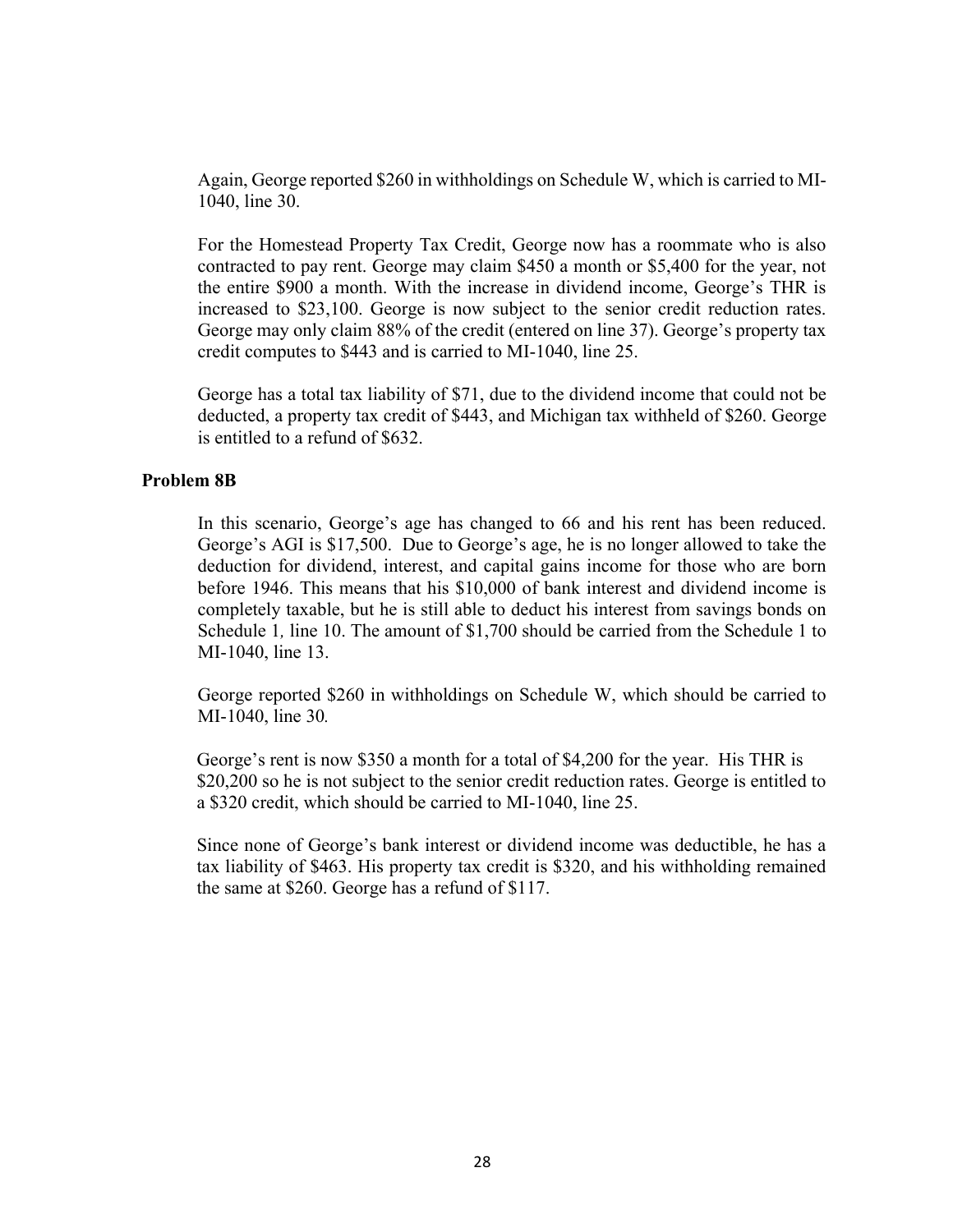Again, George reported $260 in withholdings on Schedule W, which is carried to MI-1040, line 30.

For the Homestead Property Tax Credit, George now has a roommate who is also contracted to pay rent. George may claim $450 a month or $5,400 for the year, not the entire $900 a month. With the increase in dividend income, George's THR is increased to $23,100. George is now subject to the senior credit reduction rates. George may only claim 88% of the credit (entered on line 37). George's property tax credit computes to $443 and is carried to MI-1040, line 25.

George has a total tax liability of $71, due to the dividend income that could not be deducted, a property tax credit of $443, and Michigan tax withheld of $260. George is entitled to a refund of $632.

**Problem 8B**

In this scenario, George's age has changed to 66 and his rent has been reduced. George's AGI is $17,500. Due to George's age, he is no longer allowed to take the deduction for dividend, interest, and capital gains income for those who are born before 1946. This means that his $10,000 of bank interest and dividend income is completely taxable, but he is still able to deduct his interest from savings bonds on Schedule 1, line 10. The amount of $1,700 should be carried from the Schedule 1 to MI-1040, line 13.

George reported $260 in withholdings on Schedule W, which should be carried to MI-1040, line 30.

George's rent is now $350 a month for a total of $4,200 for the year. His THR is $20,200 so he is not subject to the senior credit reduction rates. George is entitled to a $320 credit, which should be carried to MI-1040, line 25.

Since none of George's bank interest or dividend income was deductible, he has a tax liability of $463. His property tax credit is $320, and his withholding remained the same at $260. George has a refund of $117.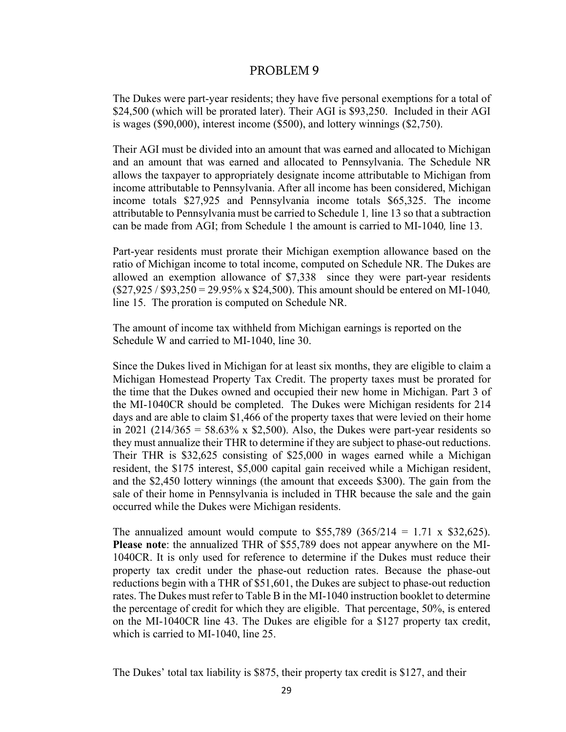# PROBLEM 9

The Dukes were part-year residents; they have five personal exemptions for a total of $24,500 (which will be prorated later). Their AGI is $93,250. Included in their AGI is wages ($90,000), interest income ($500), and lottery winnings ($2,750).

Their AGI must be divided into an amount that was earned and allocated to Michigan and an amount that was earned and allocated to Pennsylvania. The Schedule NR allows the taxpayer to appropriately designate income attributable to Michigan from income attributable to Pennsylvania. After all income has been considered, Michigan income totals $27,925 and Pennsylvania income totals $65,325. The income attributable to Pennsylvania must be carried to Schedule 1*,* line 13 so that a subtraction can be made from AGI; from Schedule 1 the amount is carried to MI-1040*,* line 13.

Part-year residents must prorate their Michigan exemption allowance based on the ratio of Michigan income to total income, computed on Schedule NR. The Dukes are allowed an exemption allowance of $7,338 since they were part-year residents ($27,925 / $93,250 = 29.95% x $24,500). This amount should be entered on MI-1040*,* line 15. The proration is computed on Schedule NR.

The amount of income tax withheld from Michigan earnings is reported on the Schedule W and carried to MI-1040, line 30.

Since the Dukes lived in Michigan for at least six months, they are eligible to claim a Michigan Homestead Property Tax Credit. The property taxes must be prorated for the time that the Dukes owned and occupied their new home in Michigan. Part 3 of the MI-1040CR should be completed. The Dukes were Michigan residents for 214 days and are able to claim $1,466 of the property taxes that were levied on their home in 2021 (214/365 = 58.63% x $2,500). Also, the Dukes were part-year residents so they must annualize their THR to determine if they are subject to phase-out reductions. Their THR is $32,625 consisting of $25,000 in wages earned while a Michigan resident, the $175 interest, $5,000 capital gain received while a Michigan resident, and the $2,450 lottery winnings (the amount that exceeds $300). The gain from the sale of their home in Pennsylvania is included in THR because the sale and the gain occurred while the Dukes were Michigan residents.

The annualized amount would compute to $55,789 (365/214 = 1.71 x $32,625). **Please note**: the annualized THR of $55,789 does not appear anywhere on the MI-1040CR. It is only used for reference to determine if the Dukes must reduce their property tax credit under the phase-out reduction rates. Because the phase-out reductions begin with a THR of $51,601, the Dukes are subject to phase-out reduction rates. The Dukes must refer to Table B in the MI-1040 instruction booklet to determine the percentage of credit for which they are eligible. That percentage, 50%, is entered on the MI-1040CR line 43. The Dukes are eligible for a $127 property tax credit, which is carried to MI-1040, line 25.

The Dukes' total tax liability is $875, their property tax credit is $127, and their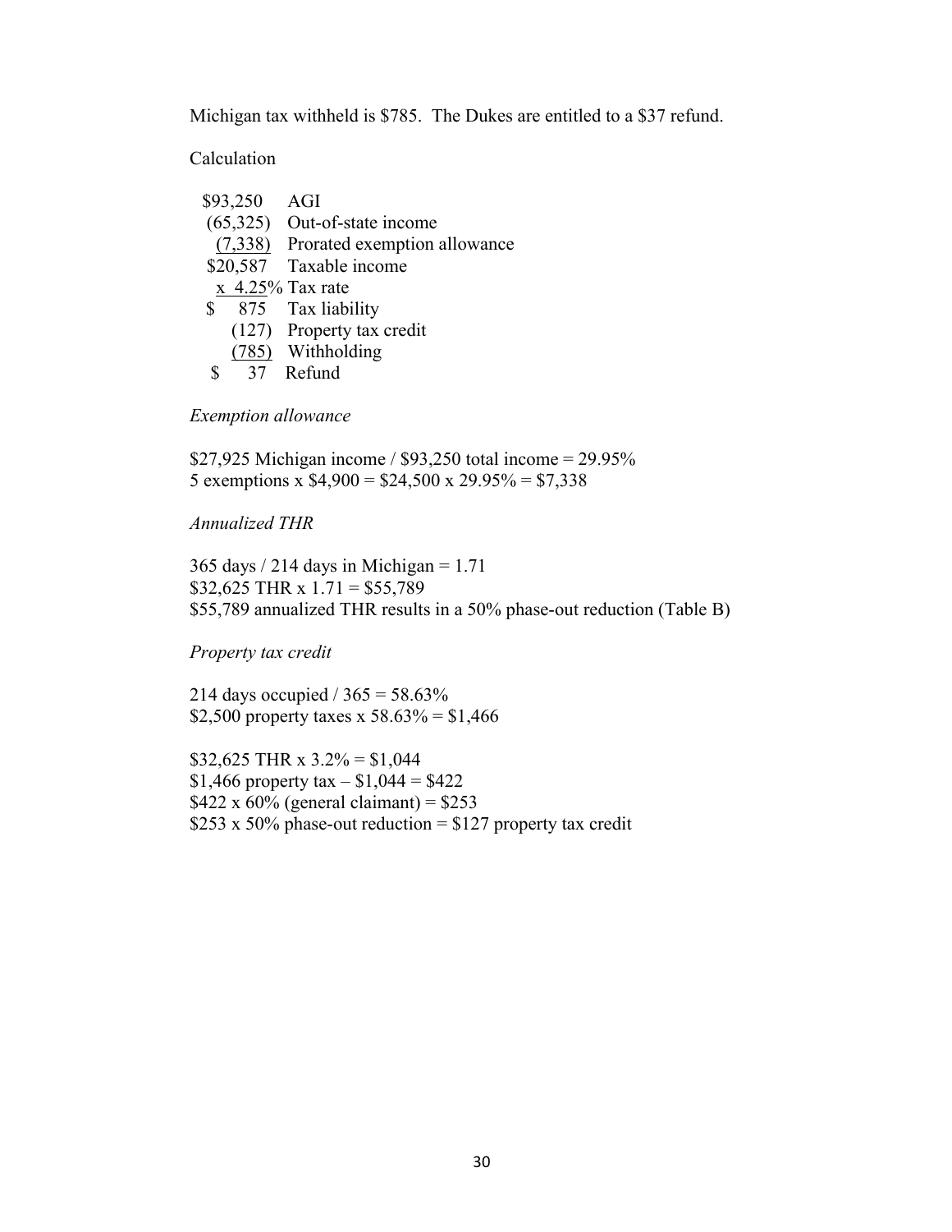Michigan tax withheld is $785. The Dukes are entitled to a $37 refund.

Calculation

| | |
|---|---|
| $93,250 | AGI |
| (65,325) | Out-of-state income |
| (7,338) | Prorated exemption allowance |
| $20,587 | Taxable income |
| x 4.25% | Tax rate |
| $ 875 | Tax liability |
| (127) | Property tax credit |
| (785) | Withholding |
| $ 37 | Refund |

*Exemption allowance*

$27,925 Michigan income / $93,250 total income = 29.95%
5 exemptions x $4,900 = $24,500 x 29.95% = $7,338

*Annualized THR*

365 days / 214 days in Michigan = 1.71
$32,625 THR x 1.71 = $55,789
$55,789 annualized THR results in a 50% phase-out reduction (Table B)

*Property tax credit*

214 days occupied / 365 = 58.63%
$2,500 property taxes x 58.63% = $1,466

$32,625 THR x 3.2% = $1,044
$1,466 property tax – $1,044 = $422
$422 x 60% (general claimant) = $253
$253 x 50% phase-out reduction = $127 property tax credit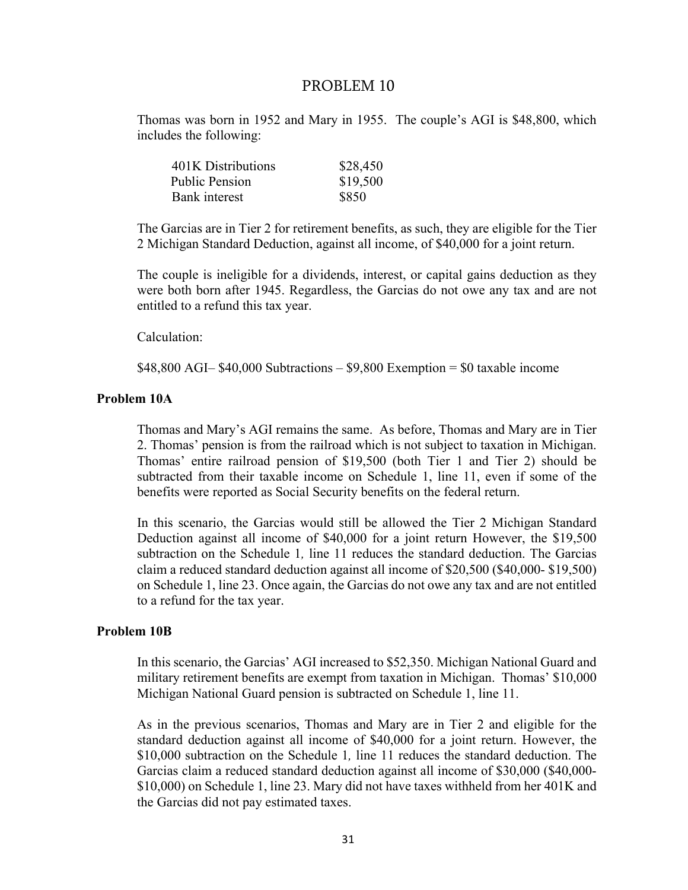# PROBLEM 10

Thomas was born in 1952 and Mary in 1955. The couple's AGI is $48,800, which includes the following:

| | |
|---|---|
| 401K Distributions | $28,450 |
| Public Pension | $19,500 |
| Bank interest | $850 |

The Garcias are in Tier 2 for retirement benefits, as such, they are eligible for the Tier 2 Michigan Standard Deduction, against all income, of $40,000 for a joint return.

The couple is ineligible for a dividends, interest, or capital gains deduction as they were both born after 1945. Regardless, the Garcias do not owe any tax and are not entitled to a refund this tax year.

Calculation:

$48,800 AGI– $40,000 Subtractions – $9,800 Exemption = $0 taxable income

### Problem 10A

Thomas and Mary's AGI remains the same. As before, Thomas and Mary are in Tier 2. Thomas' pension is from the railroad which is not subject to taxation in Michigan. Thomas' entire railroad pension of $19,500 (both Tier 1 and Tier 2) should be subtracted from their taxable income on Schedule 1, line 11, even if some of the benefits were reported as Social Security benefits on the federal return.

In this scenario, the Garcias would still be allowed the Tier 2 Michigan Standard Deduction against all income of $40,000 for a joint return However, the $19,500 subtraction on the Schedule 1*,* line 11 reduces the standard deduction. The Garcias claim a reduced standard deduction against all income of $20,500 ($40,000- $19,500) on Schedule 1, line 23. Once again, the Garcias do not owe any tax and are not entitled to a refund for the tax year.

### Problem 10B

In this scenario, the Garcias' AGI increased to $52,350. Michigan National Guard and military retirement benefits are exempt from taxation in Michigan. Thomas' $10,000 Michigan National Guard pension is subtracted on Schedule 1, line 11.

As in the previous scenarios, Thomas and Mary are in Tier 2 and eligible for the standard deduction against all income of $40,000 for a joint return. However, the $10,000 subtraction on the Schedule 1*,* line 11 reduces the standard deduction. The Garcias claim a reduced standard deduction against all income of $30,000 ($40,000- $10,000) on Schedule 1, line 23. Mary did not have taxes withheld from her 401K and the Garcias did not pay estimated taxes.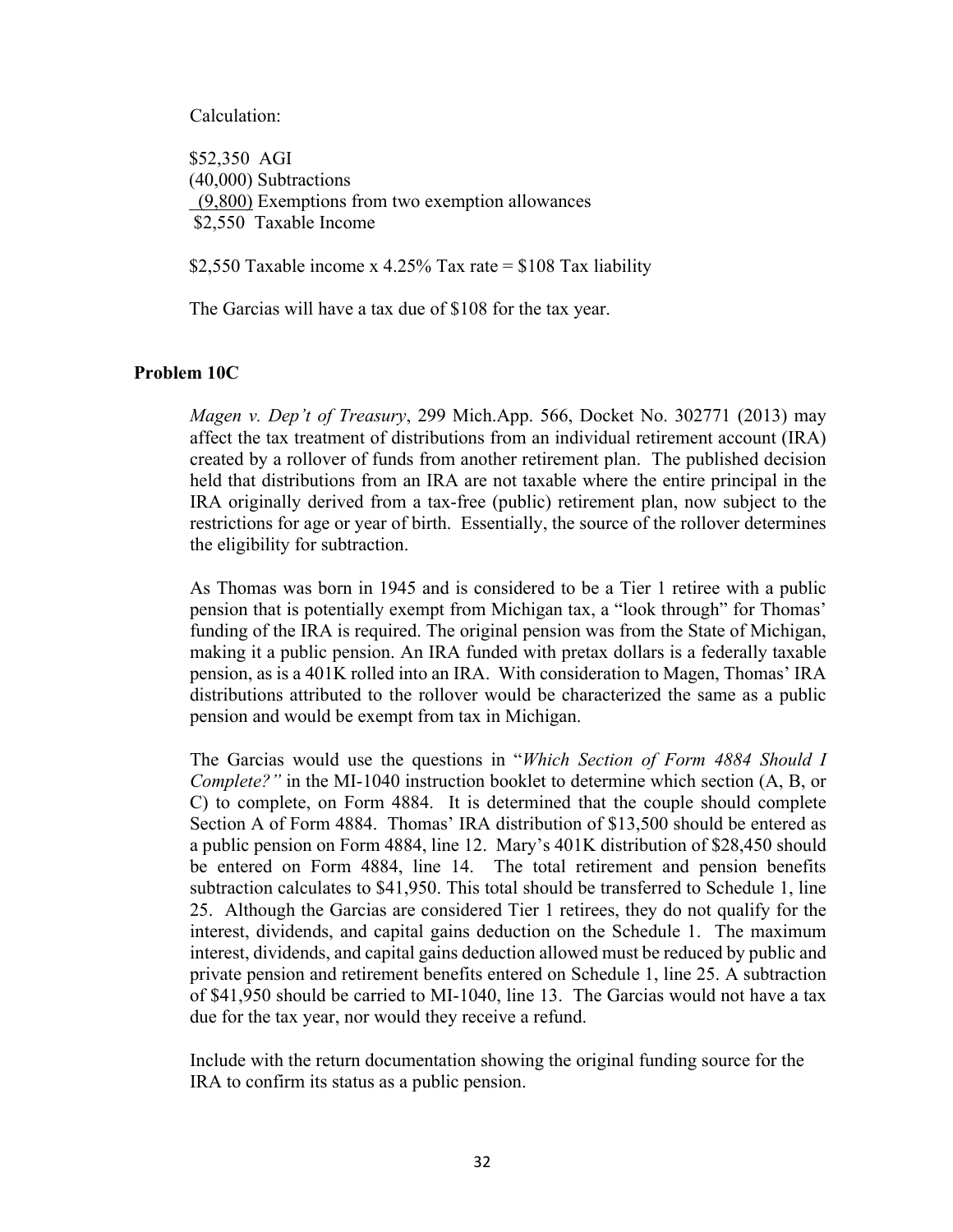Calculation:

\$52,350 AGI
(40,000) Subtractions
(9,800) Exemptions from two exemption allowances
\$2,550 Taxable Income

\$2,550 Taxable income x 4.25% Tax rate = \$108 Tax liability

The Garcias will have a tax due of \$108 for the tax year.

## Problem 10C

*Magen v. Dep't of Treasury*, 299 Mich.App. 566, Docket No. 302771 (2013) may affect the tax treatment of distributions from an individual retirement account (IRA) created by a rollover of funds from another retirement plan. The published decision held that distributions from an IRA are not taxable where the entire principal in the IRA originally derived from a tax-free (public) retirement plan, now subject to the restrictions for age or year of birth. Essentially, the source of the rollover determines the eligibility for subtraction.

As Thomas was born in 1945 and is considered to be a Tier 1 retiree with a public pension that is potentially exempt from Michigan tax, a "look through" for Thomas' funding of the IRA is required. The original pension was from the State of Michigan, making it a public pension. An IRA funded with pretax dollars is a federally taxable pension, as is a 401K rolled into an IRA. With consideration to Magen, Thomas' IRA distributions attributed to the rollover would be characterized the same as a public pension and would be exempt from tax in Michigan.

The Garcias would use the questions in "*Which Section of Form 4884 Should I Complete?"* in the MI-1040 instruction booklet to determine which section (A, B, or C) to complete, on Form 4884. It is determined that the couple should complete Section A of Form 4884. Thomas' IRA distribution of \$13,500 should be entered as a public pension on Form 4884, line 12. Mary's 401K distribution of \$28,450 should be entered on Form 4884, line 14. The total retirement and pension benefits subtraction calculates to \$41,950. This total should be transferred to Schedule 1, line 25. Although the Garcias are considered Tier 1 retirees, they do not qualify for the interest, dividends, and capital gains deduction on the Schedule 1. The maximum interest, dividends, and capital gains deduction allowed must be reduced by public and private pension and retirement benefits entered on Schedule 1, line 25. A subtraction of \$41,950 should be carried to MI-1040, line 13. The Garcias would not have a tax due for the tax year, nor would they receive a refund.

Include with the return documentation showing the original funding source for the IRA to confirm its status as a public pension.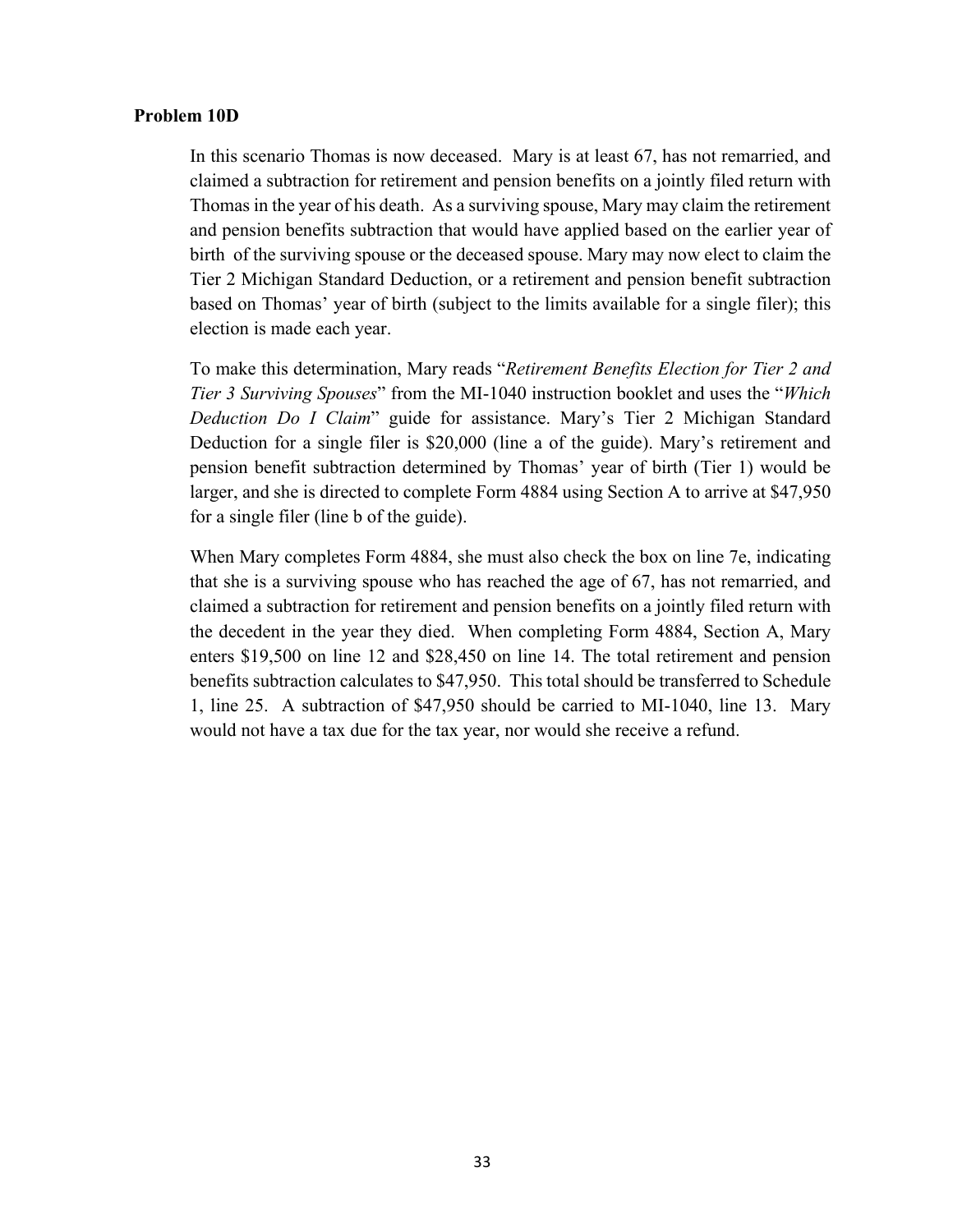**Problem 10D**

In this scenario Thomas is now deceased. Mary is at least 67, has not remarried, and claimed a subtraction for retirement and pension benefits on a jointly filed return with Thomas in the year of his death. As a surviving spouse, Mary may claim the retirement and pension benefits subtraction that would have applied based on the earlier year of birth of the surviving spouse or the deceased spouse. Mary may now elect to claim the Tier 2 Michigan Standard Deduction, or a retirement and pension benefit subtraction based on Thomas' year of birth (subject to the limits available for a single filer); this election is made each year.

To make this determination, Mary reads "*Retirement Benefits Election for Tier 2 and Tier 3 Surviving Spouses*" from the MI-1040 instruction booklet and uses the "*Which Deduction Do I Claim*" guide for assistance. Mary's Tier 2 Michigan Standard Deduction for a single filer is $20,000 (line a of the guide). Mary's retirement and pension benefit subtraction determined by Thomas' year of birth (Tier 1) would be larger, and she is directed to complete Form 4884 using Section A to arrive at $47,950 for a single filer (line b of the guide).

When Mary completes Form 4884, she must also check the box on line 7e, indicating that she is a surviving spouse who has reached the age of 67, has not remarried, and claimed a subtraction for retirement and pension benefits on a jointly filed return with the decedent in the year they died. When completing Form 4884, Section A, Mary enters $19,500 on line 12 and $28,450 on line 14. The total retirement and pension benefits subtraction calculates to $47,950. This total should be transferred to Schedule 1, line 25. A subtraction of $47,950 should be carried to MI-1040, line 13. Mary would not have a tax due for the tax year, nor would she receive a refund.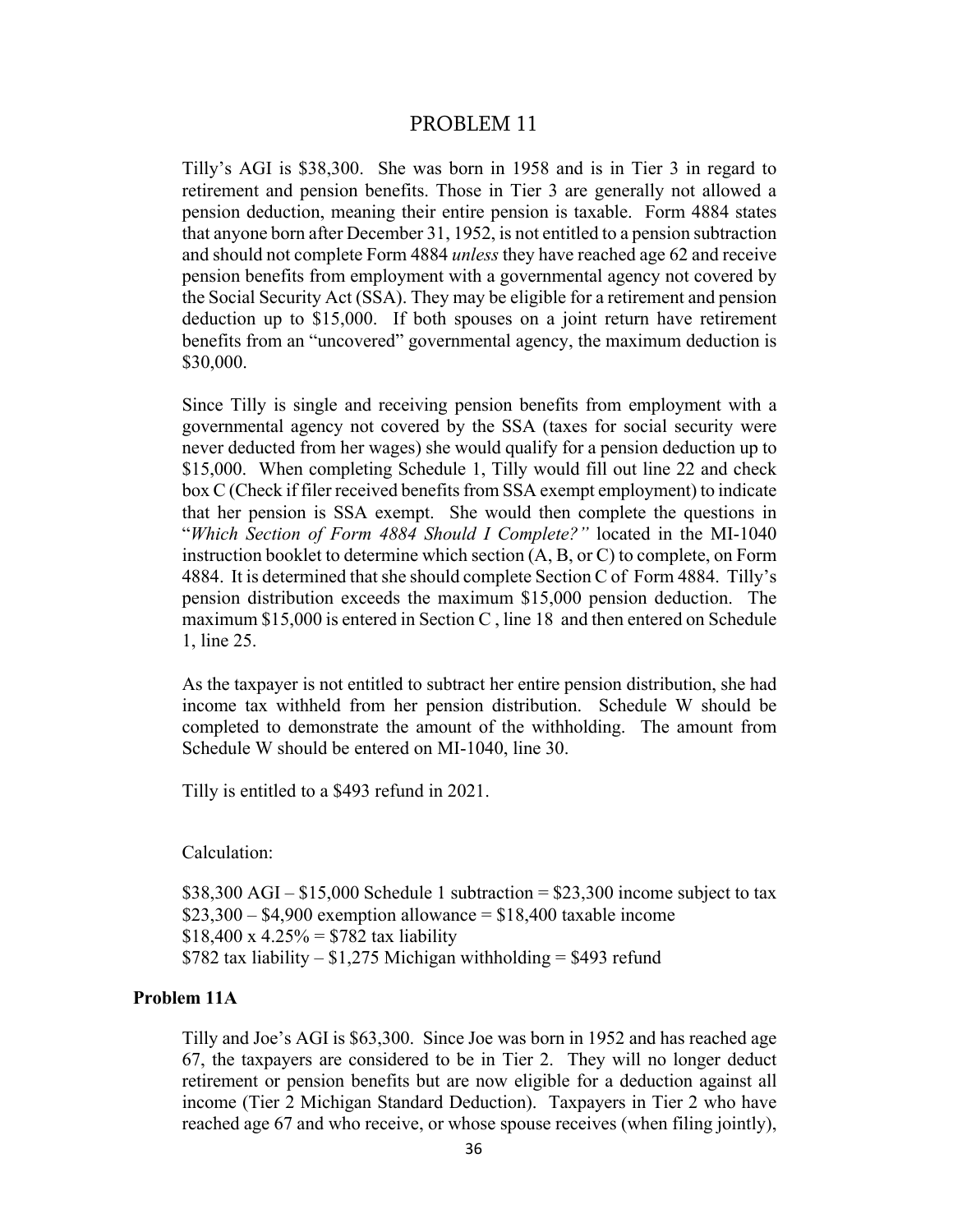# PROBLEM 11

Tilly's AGI is $38,300. She was born in 1958 and is in Tier 3 in regard to retirement and pension benefits. Those in Tier 3 are generally not allowed a pension deduction, meaning their entire pension is taxable. Form 4884 states that anyone born after December 31, 1952, is not entitled to a pension subtraction and should not complete Form 4884 *unless* they have reached age 62 and receive pension benefits from employment with a governmental agency not covered by the Social Security Act (SSA). They may be eligible for a retirement and pension deduction up to $15,000. If both spouses on a joint return have retirement benefits from an "uncovered" governmental agency, the maximum deduction is $30,000.

Since Tilly is single and receiving pension benefits from employment with a governmental agency not covered by the SSA (taxes for social security were never deducted from her wages) she would qualify for a pension deduction up to $15,000. When completing Schedule 1, Tilly would fill out line 22 and check box C (Check if filer received benefits from SSA exempt employment) to indicate that her pension is SSA exempt. She would then complete the questions in "*Which Section of Form 4884 Should I Complete?"* located in the MI-1040 instruction booklet to determine which section (A, B, or C) to complete, on Form 4884. It is determined that she should complete Section C of Form 4884. Tilly's pension distribution exceeds the maximum $15,000 pension deduction. The maximum $15,000 is entered in Section C , line 18 and then entered on Schedule 1, line 25.

As the taxpayer is not entitled to subtract her entire pension distribution, she had income tax withheld from her pension distribution. Schedule W should be completed to demonstrate the amount of the withholding. The amount from Schedule W should be entered on MI-1040, line 30.

Tilly is entitled to a $493 refund in 2021.

Calculation:

$38,300 AGI – $15,000 Schedule 1 subtraction = $23,300 income subject to tax
$23,300 – $4,900 exemption allowance = $18,400 taxable income
$18,400 x 4.25% = $782 tax liability
$782 tax liability – $1,275 Michigan withholding = $493 refund

### Problem 11A

Tilly and Joe's AGI is $63,300. Since Joe was born in 1952 and has reached age 67, the taxpayers are considered to be in Tier 2. They will no longer deduct retirement or pension benefits but are now eligible for a deduction against all income (Tier 2 Michigan Standard Deduction). Taxpayers in Tier 2 who have reached age 67 and who receive, or whose spouse receives (when filing jointly),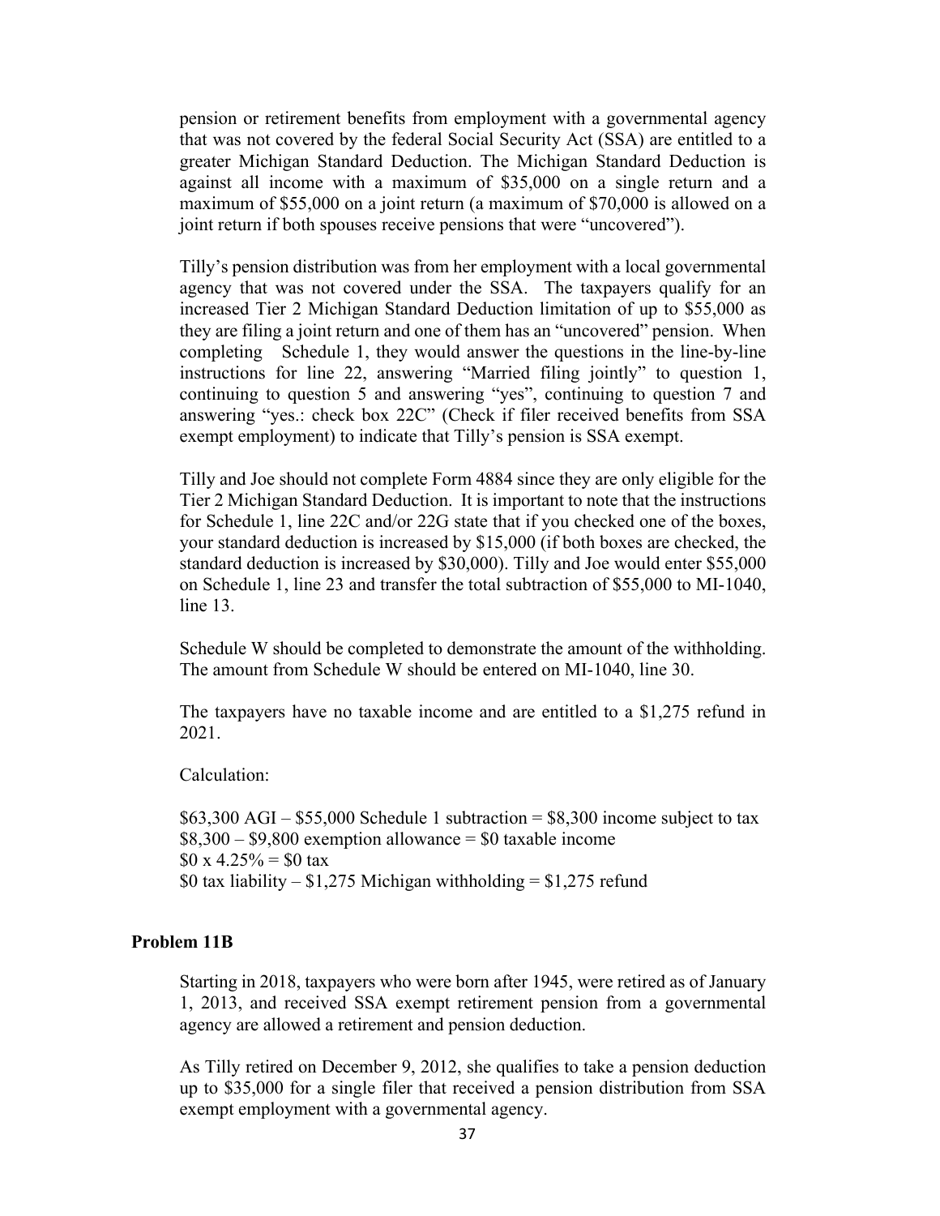pension or retirement benefits from employment with a governmental agency that was not covered by the federal Social Security Act (SSA) are entitled to a greater Michigan Standard Deduction. The Michigan Standard Deduction is against all income with a maximum of $35,000 on a single return and a maximum of $55,000 on a joint return (a maximum of $70,000 is allowed on a joint return if both spouses receive pensions that were "uncovered").

Tilly's pension distribution was from her employment with a local governmental agency that was not covered under the SSA. The taxpayers qualify for an increased Tier 2 Michigan Standard Deduction limitation of up to $55,000 as they are filing a joint return and one of them has an "uncovered" pension. When completing Schedule 1, they would answer the questions in the line-by-line instructions for line 22, answering "Married filing jointly" to question 1, continuing to question 5 and answering "yes", continuing to question 7 and answering "yes.: check box 22C" (Check if filer received benefits from SSA exempt employment) to indicate that Tilly's pension is SSA exempt.

Tilly and Joe should not complete Form 4884 since they are only eligible for the Tier 2 Michigan Standard Deduction. It is important to note that the instructions for Schedule 1, line 22C and/or 22G state that if you checked one of the boxes, your standard deduction is increased by $15,000 (if both boxes are checked, the standard deduction is increased by $30,000). Tilly and Joe would enter $55,000 on Schedule 1, line 23 and transfer the total subtraction of $55,000 to MI-1040, line 13.

Schedule W should be completed to demonstrate the amount of the withholding. The amount from Schedule W should be entered on MI-1040, line 30.

The taxpayers have no taxable income and are entitled to a $1,275 refund in 2021.

Calculation:

$63,300 AGI – $55,000 Schedule 1 subtraction = $8,300 income subject to tax
$8,300 – $9,800 exemption allowance = $0 taxable income
$0 x 4.25% = $0 tax
$0 tax liability – $1,275 Michigan withholding = $1,275 refund

### Problem 11B

Starting in 2018, taxpayers who were born after 1945, were retired as of January 1, 2013, and received SSA exempt retirement pension from a governmental agency are allowed a retirement and pension deduction.

As Tilly retired on December 9, 2012, she qualifies to take a pension deduction up to $35,000 for a single filer that received a pension distribution from SSA exempt employment with a governmental agency.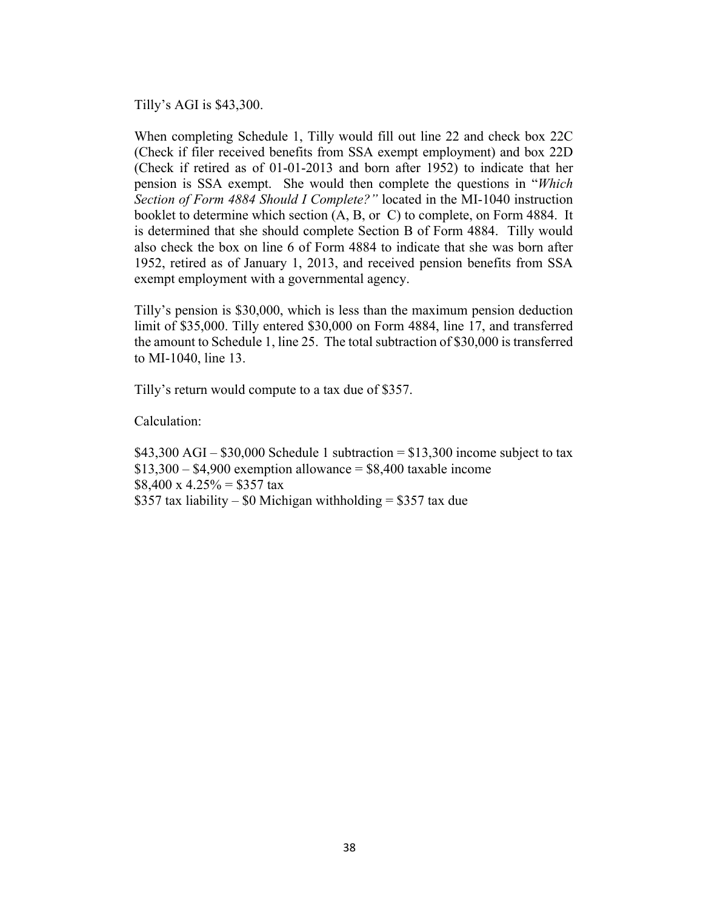Tilly's AGI is $43,300.

When completing Schedule 1, Tilly would fill out line 22 and check box 22C (Check if filer received benefits from SSA exempt employment) and box 22D (Check if retired as of 01-01-2013 and born after 1952) to indicate that her pension is SSA exempt. She would then complete the questions in "*Which Section of Form 4884 Should I Complete?"* located in the MI-1040 instruction booklet to determine which section (A, B, or C) to complete, on Form 4884. It is determined that she should complete Section B of Form 4884. Tilly would also check the box on line 6 of Form 4884 to indicate that she was born after 1952, retired as of January 1, 2013, and received pension benefits from SSA exempt employment with a governmental agency.

Tilly's pension is $30,000, which is less than the maximum pension deduction limit of $35,000. Tilly entered $30,000 on Form 4884, line 17, and transferred the amount to Schedule 1, line 25. The total subtraction of $30,000 is transferred to MI-1040, line 13.

Tilly's return would compute to a tax due of $357.

Calculation:

$43,300 AGI – $30,000 Schedule 1 subtraction = $13,300 income subject to tax
$13,300 – $4,900 exemption allowance = $8,400 taxable income
$8,400 x 4.25% = $357 tax
$357 tax liability – $0 Michigan withholding = $357 tax due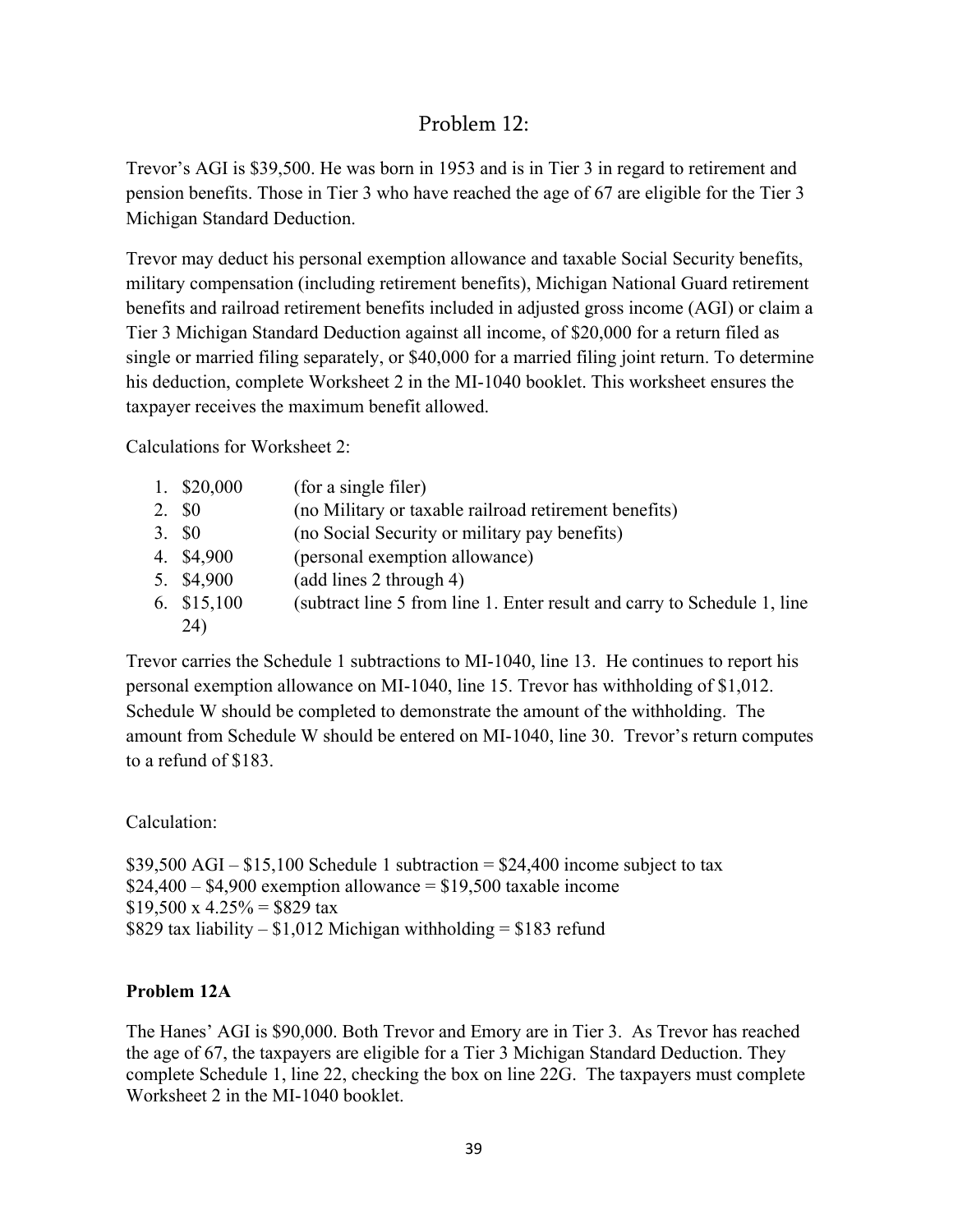# Problem 12:

Trevor's AGI is $39,500. He was born in 1953 and is in Tier 3 in regard to retirement and pension benefits. Those in Tier 3 who have reached the age of 67 are eligible for the Tier 3 Michigan Standard Deduction.

Trevor may deduct his personal exemption allowance and taxable Social Security benefits, military compensation (including retirement benefits), Michigan National Guard retirement benefits and railroad retirement benefits included in adjusted gross income (AGI) or claim a Tier 3 Michigan Standard Deduction against all income, of $20,000 for a return filed as single or married filing separately, or $40,000 for a married filing joint return. To determine his deduction, complete Worksheet 2 in the MI-1040 booklet. This worksheet ensures the taxpayer receives the maximum benefit allowed.

Calculations for Worksheet 2:

1. $20,000 (for a single filer)
2. $0 (no Military or taxable railroad retirement benefits)
3. $0 (no Social Security or military pay benefits)
4. $4,900 (personal exemption allowance)
5. $4,900 (add lines 2 through 4)
6. $15,100 (subtract line 5 from line 1. Enter result and carry to Schedule 1, line 24)

Trevor carries the Schedule 1 subtractions to MI-1040, line 13. He continues to report his personal exemption allowance on MI-1040, line 15. Trevor has withholding of $1,012. Schedule W should be completed to demonstrate the amount of the withholding. The amount from Schedule W should be entered on MI-1040, line 30. Trevor's return computes to a refund of $183.

Calculation:

$39,500 AGI – $15,100 Schedule 1 subtraction = $24,400 income subject to tax
$24,400 – $4,900 exemption allowance = $19,500 taxable income
$19,500 x 4.25% = $829 tax
$829 tax liability – $1,012 Michigan withholding = $183 refund

**Problem 12A**

The Hanes' AGI is $90,000. Both Trevor and Emory are in Tier 3. As Trevor has reached the age of 67, the taxpayers are eligible for a Tier 3 Michigan Standard Deduction. They complete Schedule 1, line 22, checking the box on line 22G. The taxpayers must complete Worksheet 2 in the MI-1040 booklet.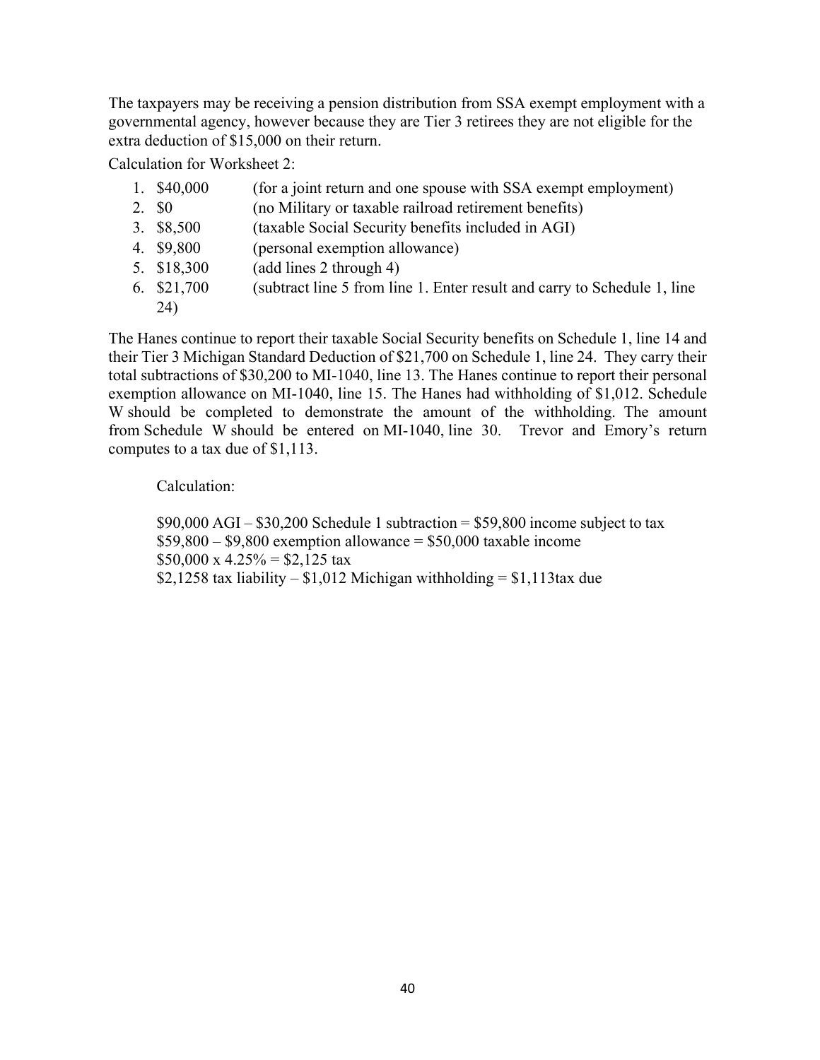The taxpayers may be receiving a pension distribution from SSA exempt employment with a governmental agency, however because they are Tier 3 retirees they are not eligible for the extra deduction of $15,000 on their return.

Calculation for Worksheet 2:

1. $40,000 (for a joint return and one spouse with SSA exempt employment)
2. $0 (no Military or taxable railroad retirement benefits)
3. $8,500 (taxable Social Security benefits included in AGI)
4. $9,800 (personal exemption allowance)
5. $18,300 (add lines 2 through 4)
6. $21,700 (subtract line 5 from line 1. Enter result and carry to Schedule 1, line 24)

The Hanes continue to report their taxable Social Security benefits on Schedule 1, line 14 and their Tier 3 Michigan Standard Deduction of $21,700 on Schedule 1, line 24. They carry their total subtractions of $30,200 to MI-1040, line 13. The Hanes continue to report their personal exemption allowance on MI-1040, line 15. The Hanes had withholding of $1,012. Schedule W should be completed to demonstrate the amount of the withholding. The amount from Schedule W should be entered on MI-1040, line 30. Trevor and Emory's return computes to a tax due of $1,113.

Calculation:

$90,000 AGI – $30,200 Schedule 1 subtraction = $59,800 income subject to tax
$59,800 – $9,800 exemption allowance = $50,000 taxable income
$50,000 x 4.25% = $2,125 tax
$2,1258 tax liability – $1,012 Michigan withholding = $1,113tax due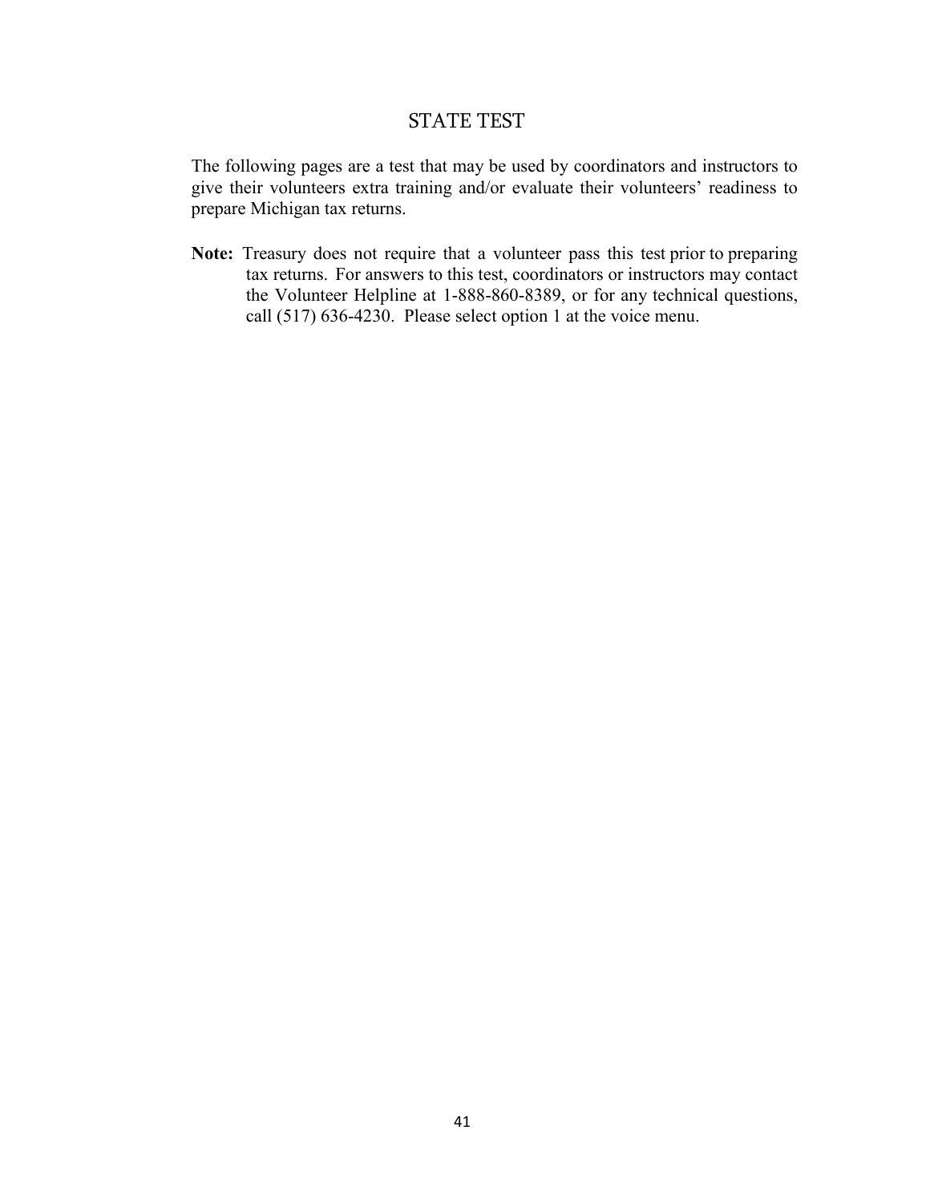# STATE TEST

The following pages are a test that may be used by coordinators and instructors to give their volunteers extra training and/or evaluate their volunteers' readiness to prepare Michigan tax returns.

**Note:** Treasury does not require that a volunteer pass this test prior to preparing tax returns. For answers to this test, coordinators or instructors may contact the Volunteer Helpline at 1-888-860-8389, or for any technical questions, call (517) 636-4230. Please select option 1 at the voice menu.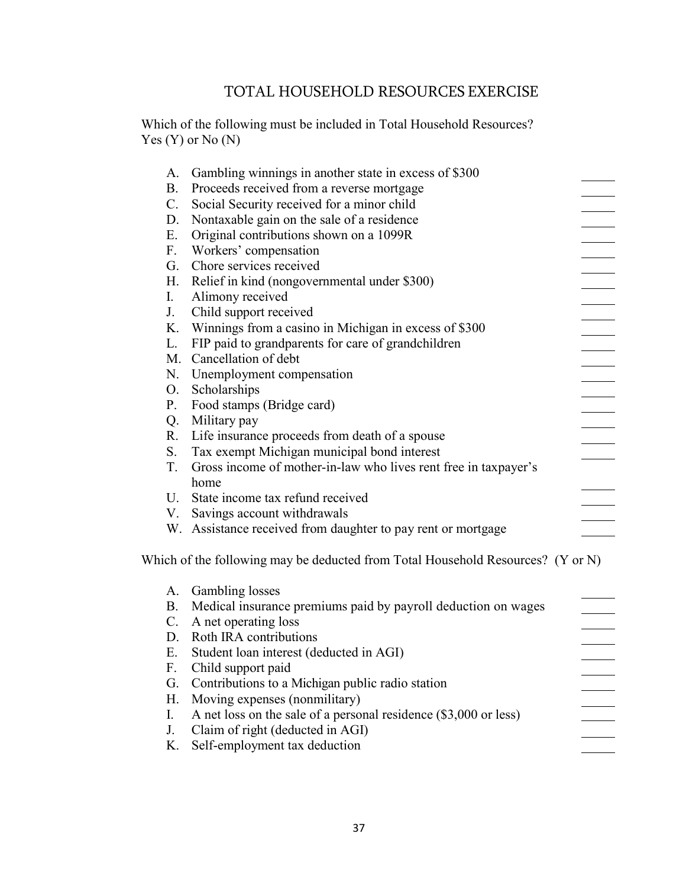# TOTAL HOUSEHOLD RESOURCES EXERCISE

Which of the following must be included in Total Household Resources? Yes (Y) or No (N)

A. Gambling winnings in another state in excess of $300 \_\_\_\_\_
B. Proceeds received from a reverse mortgage \_\_\_\_\_
C. Social Security received for a minor child \_\_\_\_\_
D. Nontaxable gain on the sale of a residence \_\_\_\_\_
E. Original contributions shown on a 1099R \_\_\_\_\_
F. Workers' compensation \_\_\_\_\_
G. Chore services received \_\_\_\_\_
H. Relief in kind (nongovernmental under $300) \_\_\_\_\_
I. Alimony received \_\_\_\_\_
J. Child support received \_\_\_\_\_
K. Winnings from a casino in Michigan in excess of $300 \_\_\_\_\_
L. FIP paid to grandparents for care of grandchildren \_\_\_\_\_
M. Cancellation of debt \_\_\_\_\_
N. Unemployment compensation \_\_\_\_\_
O. Scholarships \_\_\_\_\_
P. Food stamps (Bridge card) \_\_\_\_\_
Q. Military pay \_\_\_\_\_
R. Life insurance proceeds from death of a spouse \_\_\_\_\_
S. Tax exempt Michigan municipal bond interest \_\_\_\_\_
T. Gross income of mother-in-law who lives rent free in taxpayer's home \_\_\_\_\_
U. State income tax refund received \_\_\_\_\_
V. Savings account withdrawals \_\_\_\_\_
W. Assistance received from daughter to pay rent or mortgage \_\_\_\_\_

Which of the following may be deducted from Total Household Resources? (Y or N)

A. Gambling losses \_\_\_\_\_
B. Medical insurance premiums paid by payroll deduction on wages \_\_\_\_\_
C. A net operating loss \_\_\_\_\_
D. Roth IRA contributions \_\_\_\_\_
E. Student loan interest (deducted in AGI) \_\_\_\_\_
F. Child support paid \_\_\_\_\_
G. Contributions to a Michigan public radio station \_\_\_\_\_
H. Moving expenses (nonmilitary) \_\_\_\_\_
I. A net loss on the sale of a personal residence ($3,000 or less) \_\_\_\_\_
J. Claim of right (deducted in AGI) \_\_\_\_\_
K. Self-employment tax deduction \_\_\_\_\_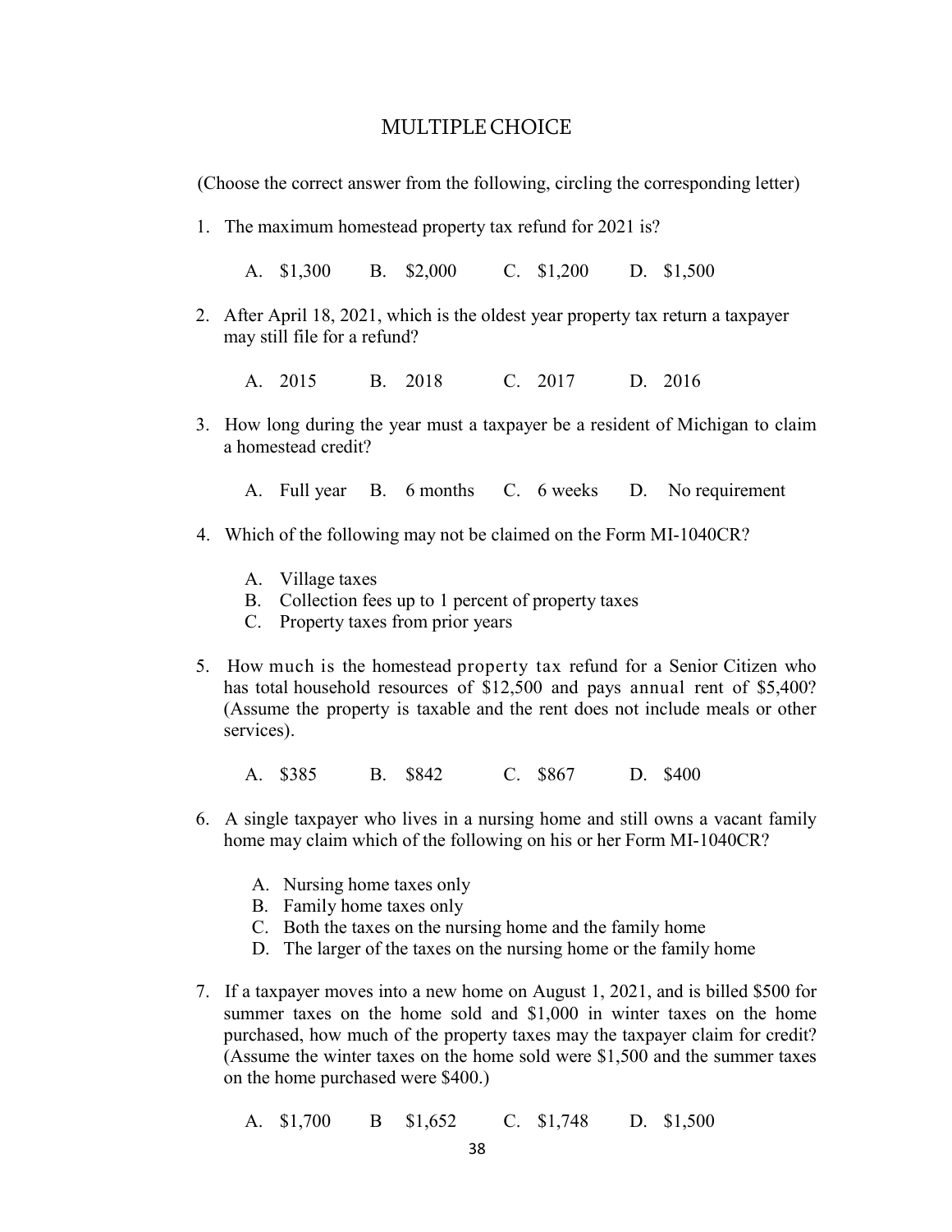## MULTIPLE CHOICE

(Choose the correct answer from the following, circling the corresponding letter)

1. The maximum homestead property tax refund for 2021 is?

   A. $1,300  B. $2,000  C. $1,200  D. $1,500

2. After April 18, 2021, which is the oldest year property tax return a taxpayer may still file for a refund?

   A. 2015  B. 2018  C. 2017  D. 2016

3. How long during the year must a taxpayer be a resident of Michigan to claim a homestead credit?

   A. Full year  B. 6 months  C. 6 weeks  D. No requirement

4. Which of the following may not be claimed on the Form MI-1040CR?

   A. Village taxes
   B. Collection fees up to 1 percent of property taxes
   C. Property taxes from prior years

5. How much is the homestead property tax refund for a Senior Citizen who has total household resources of $12,500 and pays annual rent of $5,400? (Assume the property is taxable and the rent does not include meals or other services).

   A. $385  B. $842  C. $867  D. $400

6. A single taxpayer who lives in a nursing home and still owns a vacant family home may claim which of the following on his or her Form MI-1040CR?

   A. Nursing home taxes only
   B. Family home taxes only
   C. Both the taxes on the nursing home and the family home
   D. The larger of the taxes on the nursing home or the family home

7. If a taxpayer moves into a new home on August 1, 2021, and is billed $500 for summer taxes on the home sold and $1,000 in winter taxes on the home purchased, how much of the property taxes may the taxpayer claim for credit? (Assume the winter taxes on the home sold were $1,500 and the summer taxes on the home purchased were $400.)

   A. $1,700  B $1,652  C. $1,748  D. $1,500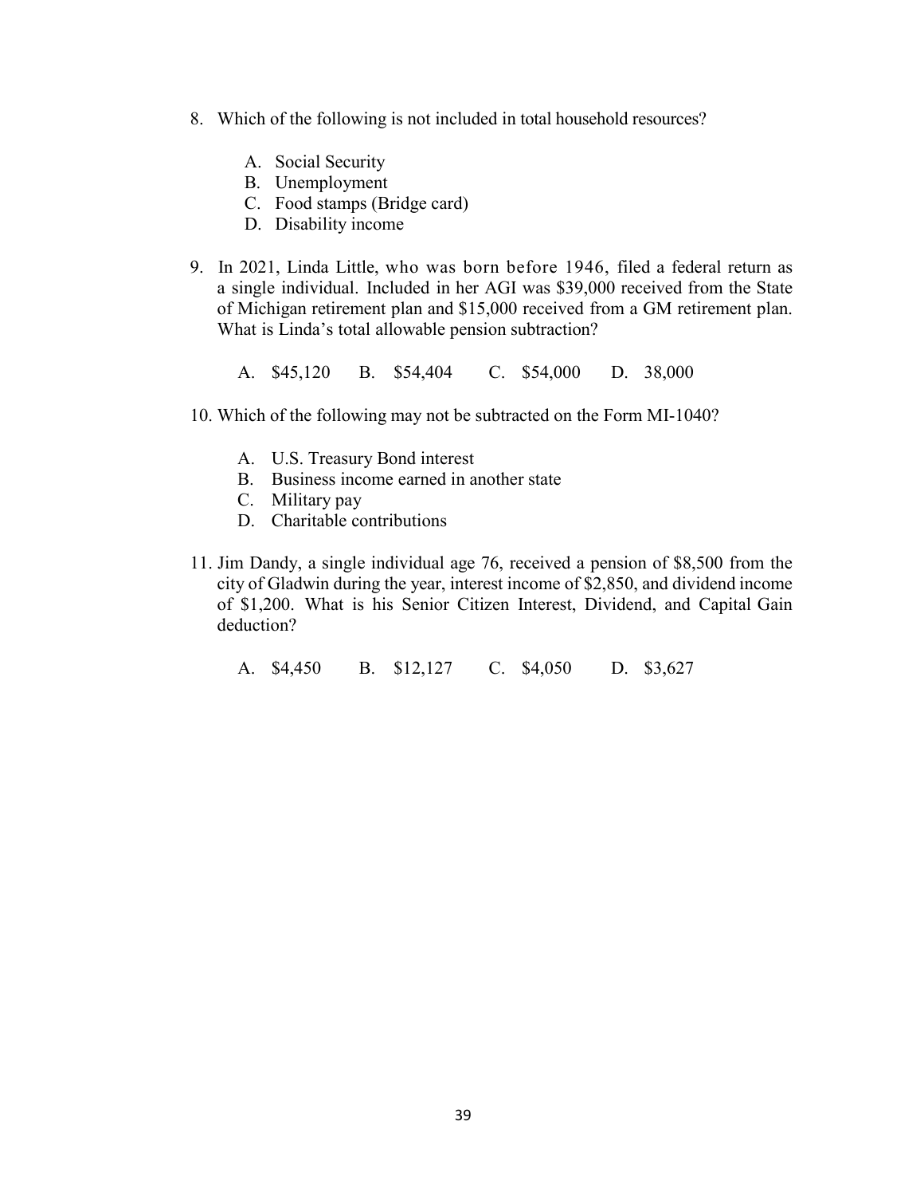8. Which of the following is not included in total household resources?

   A. Social Security
   B. Unemployment
   C. Food stamps (Bridge card)
   D. Disability income

9. In 2021, Linda Little, who was born before 1946, filed a federal return as a single individual. Included in her AGI was $39,000 received from the State of Michigan retirement plan and $15,000 received from a GM retirement plan. What is Linda's total allowable pension subtraction?

   A. $45,120    B. $54,404    C. $54,000    D. 38,000

10. Which of the following may not be subtracted on the Form MI-1040?

    A. U.S. Treasury Bond interest
    B. Business income earned in another state
    C. Military pay
    D. Charitable contributions

11. Jim Dandy, a single individual age 76, received a pension of $8,500 from the city of Gladwin during the year, interest income of $2,850, and dividend income of $1,200. What is his Senior Citizen Interest, Dividend, and Capital Gain deduction?

    A. $4,450    B. $12,127    C. $4,050    D. $3,627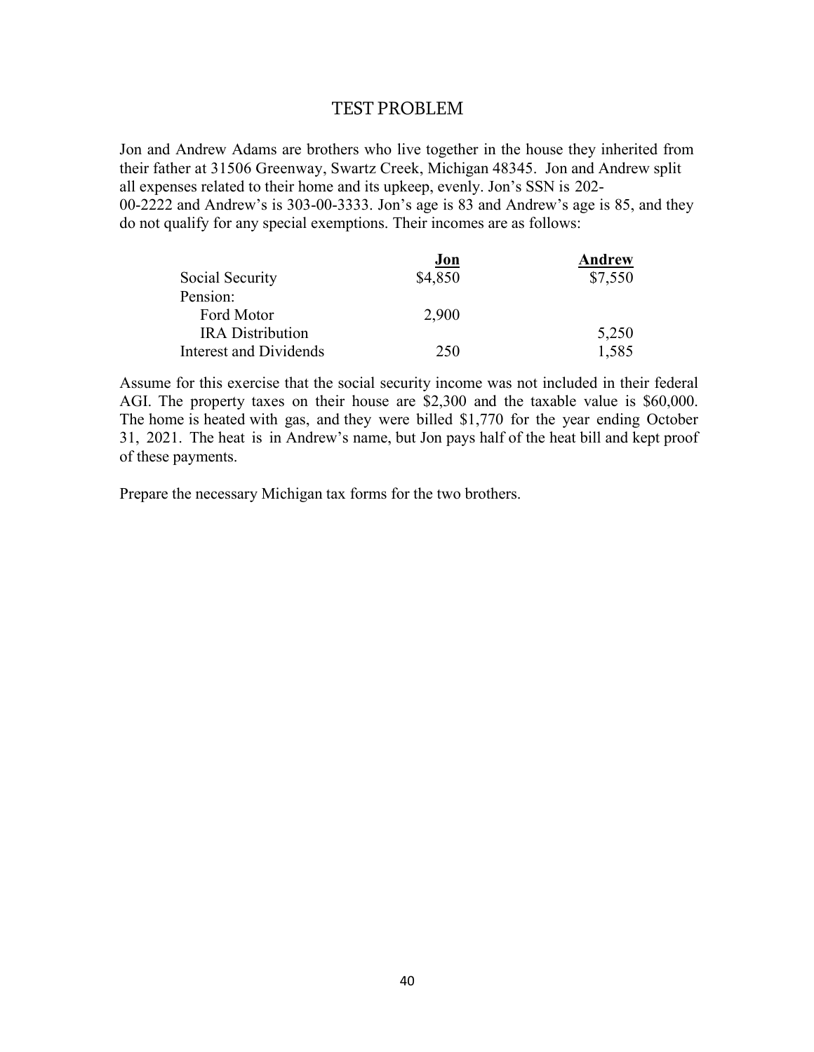## TEST PROBLEM

Jon and Andrew Adams are brothers who live together in the house they inherited from their father at 31506 Greenway, Swartz Creek, Michigan 48345. Jon and Andrew split all expenses related to their home and its upkeep, evenly. Jon's SSN is 202-00-2222 and Andrew's is 303-00-3333. Jon's age is 83 and Andrew's age is 85, and they do not qualify for any special exemptions. Their incomes are as follows:

| | **Jon** | **Andrew** |
|---|---|---|
| Social Security | $4,850 | $7,550 |
| Pension: | | |
| Ford Motor | 2,900 | |
| IRA Distribution | | 5,250 |
| Interest and Dividends | 250 | 1,585 |

Assume for this exercise that the social security income was not included in their federal AGI. The property taxes on their house are $2,300 and the taxable value is $60,000. The home is heated with gas, and they were billed $1,770 for the year ending October 31, 2021. The heat is in Andrew's name, but Jon pays half of the heat bill and kept proof of these payments.

Prepare the necessary Michigan tax forms for the two brothers.